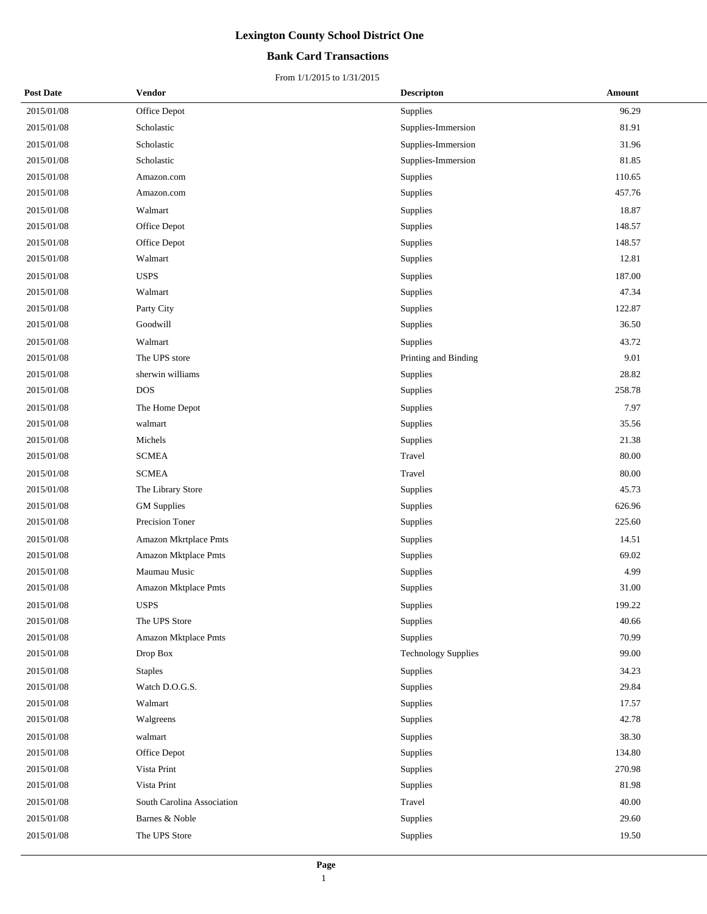# Lexington County School District One

## Bank Card Transactions

From 1/1/2015 to 1/31/2015

| Post Date | Vendor | Descripton | Amount |
|---|---|---|---|
| 2015/01/08 | Office Depot | Supplies | 96.29 |
| 2015/01/08 | Scholastic | Supplies-Immersion | 81.91 |
| 2015/01/08 | Scholastic | Supplies-Immersion | 31.96 |
| 2015/01/08 | Scholastic | Supplies-Immersion | 81.85 |
| 2015/01/08 | Amazon.com | Supplies | 110.65 |
| 2015/01/08 | Amazon.com | Supplies | 457.76 |
| 2015/01/08 | Walmart | Supplies | 18.87 |
| 2015/01/08 | Office Depot | Supplies | 148.57 |
| 2015/01/08 | Office Depot | Supplies | 148.57 |
| 2015/01/08 | Walmart | Supplies | 12.81 |
| 2015/01/08 | USPS | Supplies | 187.00 |
| 2015/01/08 | Walmart | Supplies | 47.34 |
| 2015/01/08 | Party City | Supplies | 122.87 |
| 2015/01/08 | Goodwill | Supplies | 36.50 |
| 2015/01/08 | Walmart | Supplies | 43.72 |
| 2015/01/08 | The UPS store | Printing and Binding | 9.01 |
| 2015/01/08 | sherwin williams | Supplies | 28.82 |
| 2015/01/08 | DOS | Supplies | 258.78 |
| 2015/01/08 | The Home Depot | Supplies | 7.97 |
| 2015/01/08 | walmart | Supplies | 35.56 |
| 2015/01/08 | Michels | Supplies | 21.38 |
| 2015/01/08 | SCMEA | Travel | 80.00 |
| 2015/01/08 | SCMEA | Travel | 80.00 |
| 2015/01/08 | The Library Store | Supplies | 45.73 |
| 2015/01/08 | GM Supplies | Supplies | 626.96 |
| 2015/01/08 | Precision Toner | Supplies | 225.60 |
| 2015/01/08 | Amazon Mkrtplace Pmts | Supplies | 14.51 |
| 2015/01/08 | Amazon Mktplace Pmts | Supplies | 69.02 |
| 2015/01/08 | Maumau Music | Supplies | 4.99 |
| 2015/01/08 | Amazon Mktplace Pmts | Supplies | 31.00 |
| 2015/01/08 | USPS | Supplies | 199.22 |
| 2015/01/08 | The UPS Store | Supplies | 40.66 |
| 2015/01/08 | Amazon Mktplace Pmts | Supplies | 70.99 |
| 2015/01/08 | Drop Box | Technology Supplies | 99.00 |
| 2015/01/08 | Staples | Supplies | 34.23 |
| 2015/01/08 | Watch D.O.G.S. | Supplies | 29.84 |
| 2015/01/08 | Walmart | Supplies | 17.57 |
| 2015/01/08 | Walgreens | Supplies | 42.78 |
| 2015/01/08 | walmart | Supplies | 38.30 |
| 2015/01/08 | Office Depot | Supplies | 134.80 |
| 2015/01/08 | Vista Print | Supplies | 270.98 |
| 2015/01/08 | Vista Print | Supplies | 81.98 |
| 2015/01/08 | South Carolina Association | Travel | 40.00 |
| 2015/01/08 | Barnes & Noble | Supplies | 29.60 |
| 2015/01/08 | The UPS Store | Supplies | 19.50 |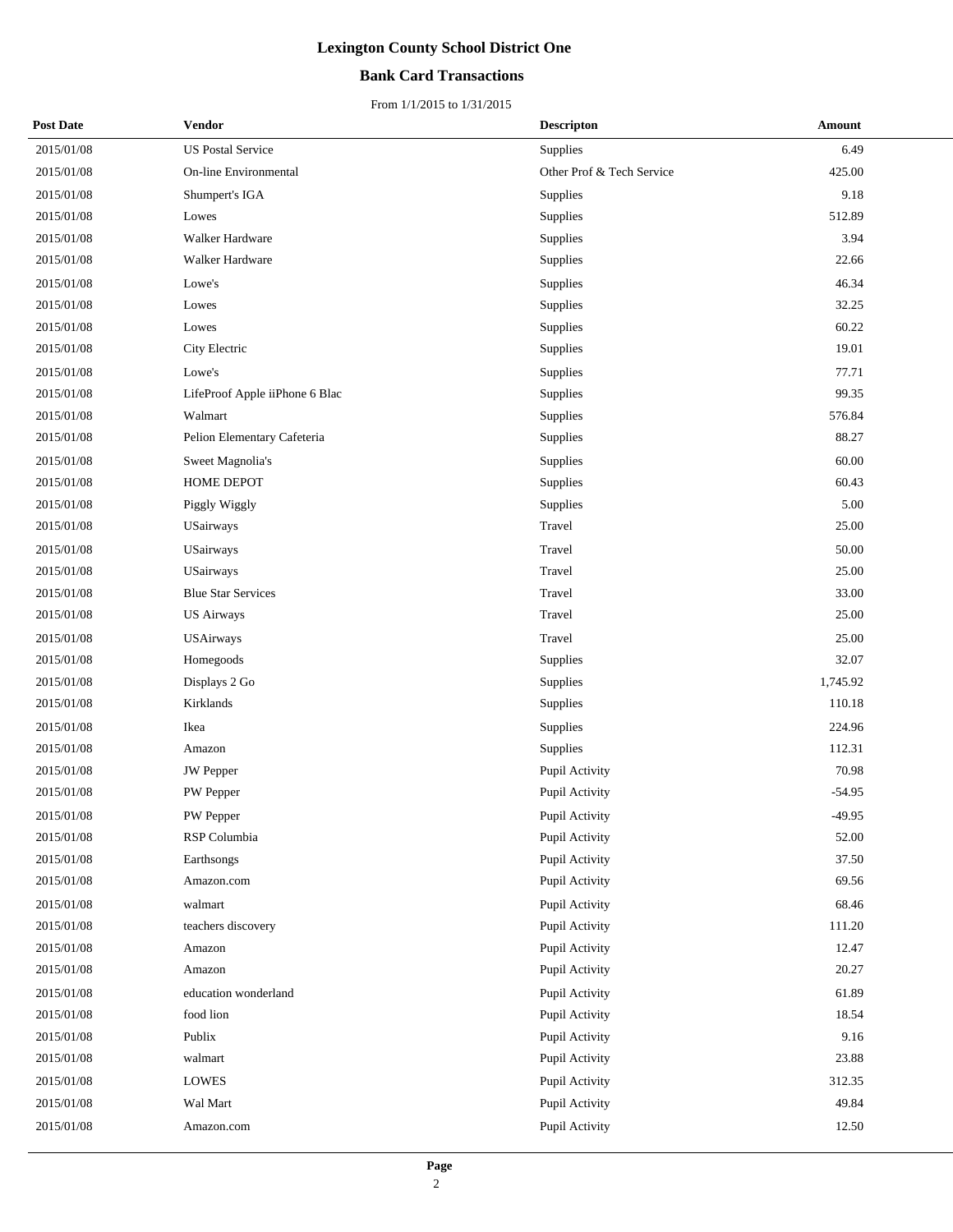# Lexington County School District One

## Bank Card Transactions

From 1/1/2015 to 1/31/2015

| Post Date | Vendor | Descripton | Amount |
|---|---|---|---|
| 2015/01/08 | US Postal Service | Supplies | 6.49 |
| 2015/01/08 | On-line Environmental | Other Prof & Tech Service | 425.00 |
| 2015/01/08 | Shumpert's IGA | Supplies | 9.18 |
| 2015/01/08 | Lowes | Supplies | 512.89 |
| 2015/01/08 | Walker Hardware | Supplies | 3.94 |
| 2015/01/08 | Walker Hardware | Supplies | 22.66 |
| 2015/01/08 | Lowe's | Supplies | 46.34 |
| 2015/01/08 | Lowes | Supplies | 32.25 |
| 2015/01/08 | Lowes | Supplies | 60.22 |
| 2015/01/08 | City Electric | Supplies | 19.01 |
| 2015/01/08 | Lowe's | Supplies | 77.71 |
| 2015/01/08 | LifeProof Apple iiPhone 6 Blac | Supplies | 99.35 |
| 2015/01/08 | Walmart | Supplies | 576.84 |
| 2015/01/08 | Pelion Elementary Cafeteria | Supplies | 88.27 |
| 2015/01/08 | Sweet Magnolia's | Supplies | 60.00 |
| 2015/01/08 | HOME DEPOT | Supplies | 60.43 |
| 2015/01/08 | Piggly Wiggly | Supplies | 5.00 |
| 2015/01/08 | USairways | Travel | 25.00 |
| 2015/01/08 | USairways | Travel | 50.00 |
| 2015/01/08 | USairways | Travel | 25.00 |
| 2015/01/08 | Blue Star Services | Travel | 33.00 |
| 2015/01/08 | US Airways | Travel | 25.00 |
| 2015/01/08 | USAirways | Travel | 25.00 |
| 2015/01/08 | Homegoods | Supplies | 32.07 |
| 2015/01/08 | Displays 2 Go | Supplies | 1,745.92 |
| 2015/01/08 | Kirklands | Supplies | 110.18 |
| 2015/01/08 | Ikea | Supplies | 224.96 |
| 2015/01/08 | Amazon | Supplies | 112.31 |
| 2015/01/08 | JW Pepper | Pupil Activity | 70.98 |
| 2015/01/08 | PW Pepper | Pupil Activity | -54.95 |
| 2015/01/08 | PW Pepper | Pupil Activity | -49.95 |
| 2015/01/08 | RSP Columbia | Pupil Activity | 52.00 |
| 2015/01/08 | Earthsongs | Pupil Activity | 37.50 |
| 2015/01/08 | Amazon.com | Pupil Activity | 69.56 |
| 2015/01/08 | walmart | Pupil Activity | 68.46 |
| 2015/01/08 | teachers discovery | Pupil Activity | 111.20 |
| 2015/01/08 | Amazon | Pupil Activity | 12.47 |
| 2015/01/08 | Amazon | Pupil Activity | 20.27 |
| 2015/01/08 | education wonderland | Pupil Activity | 61.89 |
| 2015/01/08 | food lion | Pupil Activity | 18.54 |
| 2015/01/08 | Publix | Pupil Activity | 9.16 |
| 2015/01/08 | walmart | Pupil Activity | 23.88 |
| 2015/01/08 | LOWES | Pupil Activity | 312.35 |
| 2015/01/08 | Wal Mart | Pupil Activity | 49.84 |
| 2015/01/08 | Amazon.com | Pupil Activity | 12.50 |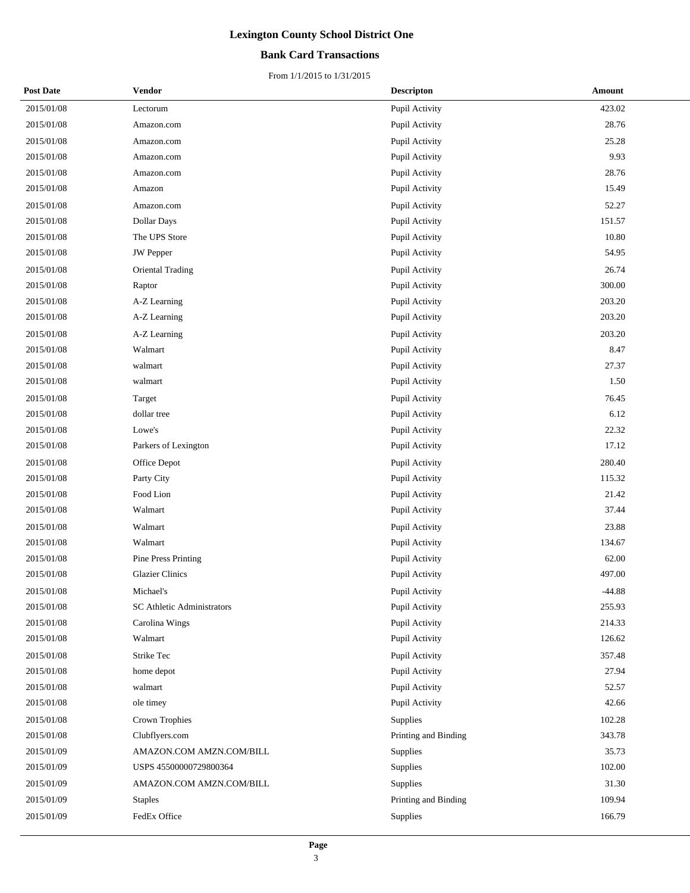# Lexington County School District One

## Bank Card Transactions

From 1/1/2015 to 1/31/2015

| Post Date | Vendor | Descripton | Amount |
|---|---|---|---|
| 2015/01/08 | Lectorum | Pupil Activity | 423.02 |
| 2015/01/08 | Amazon.com | Pupil Activity | 28.76 |
| 2015/01/08 | Amazon.com | Pupil Activity | 25.28 |
| 2015/01/08 | Amazon.com | Pupil Activity | 9.93 |
| 2015/01/08 | Amazon.com | Pupil Activity | 28.76 |
| 2015/01/08 | Amazon | Pupil Activity | 15.49 |
| 2015/01/08 | Amazon.com | Pupil Activity | 52.27 |
| 2015/01/08 | Dollar Days | Pupil Activity | 151.57 |
| 2015/01/08 | The UPS Store | Pupil Activity | 10.80 |
| 2015/01/08 | JW Pepper | Pupil Activity | 54.95 |
| 2015/01/08 | Oriental Trading | Pupil Activity | 26.74 |
| 2015/01/08 | Raptor | Pupil Activity | 300.00 |
| 2015/01/08 | A-Z Learning | Pupil Activity | 203.20 |
| 2015/01/08 | A-Z Learning | Pupil Activity | 203.20 |
| 2015/01/08 | A-Z Learning | Pupil Activity | 203.20 |
| 2015/01/08 | Walmart | Pupil Activity | 8.47 |
| 2015/01/08 | walmart | Pupil Activity | 27.37 |
| 2015/01/08 | walmart | Pupil Activity | 1.50 |
| 2015/01/08 | Target | Pupil Activity | 76.45 |
| 2015/01/08 | dollar tree | Pupil Activity | 6.12 |
| 2015/01/08 | Lowe's | Pupil Activity | 22.32 |
| 2015/01/08 | Parkers of Lexington | Pupil Activity | 17.12 |
| 2015/01/08 | Office Depot | Pupil Activity | 280.40 |
| 2015/01/08 | Party City | Pupil Activity | 115.32 |
| 2015/01/08 | Food Lion | Pupil Activity | 21.42 |
| 2015/01/08 | Walmart | Pupil Activity | 37.44 |
| 2015/01/08 | Walmart | Pupil Activity | 23.88 |
| 2015/01/08 | Walmart | Pupil Activity | 134.67 |
| 2015/01/08 | Pine Press Printing | Pupil Activity | 62.00 |
| 2015/01/08 | Glazier Clinics | Pupil Activity | 497.00 |
| 2015/01/08 | Michael's | Pupil Activity | -44.88 |
| 2015/01/08 | SC Athletic Administrators | Pupil Activity | 255.93 |
| 2015/01/08 | Carolina Wings | Pupil Activity | 214.33 |
| 2015/01/08 | Walmart | Pupil Activity | 126.62 |
| 2015/01/08 | Strike Tec | Pupil Activity | 357.48 |
| 2015/01/08 | home depot | Pupil Activity | 27.94 |
| 2015/01/08 | walmart | Pupil Activity | 52.57 |
| 2015/01/08 | ole timey | Pupil Activity | 42.66 |
| 2015/01/08 | Crown Trophies | Supplies | 102.28 |
| 2015/01/08 | Clubflyers.com | Printing and Binding | 343.78 |
| 2015/01/09 | AMAZON.COM AMZN.COM/BILL | Supplies | 35.73 |
| 2015/01/09 | USPS 45500000729800364 | Supplies | 102.00 |
| 2015/01/09 | AMAZON.COM AMZN.COM/BILL | Supplies | 31.30 |
| 2015/01/09 | Staples | Printing and Binding | 109.94 |
| 2015/01/09 | FedEx Office | Supplies | 166.79 |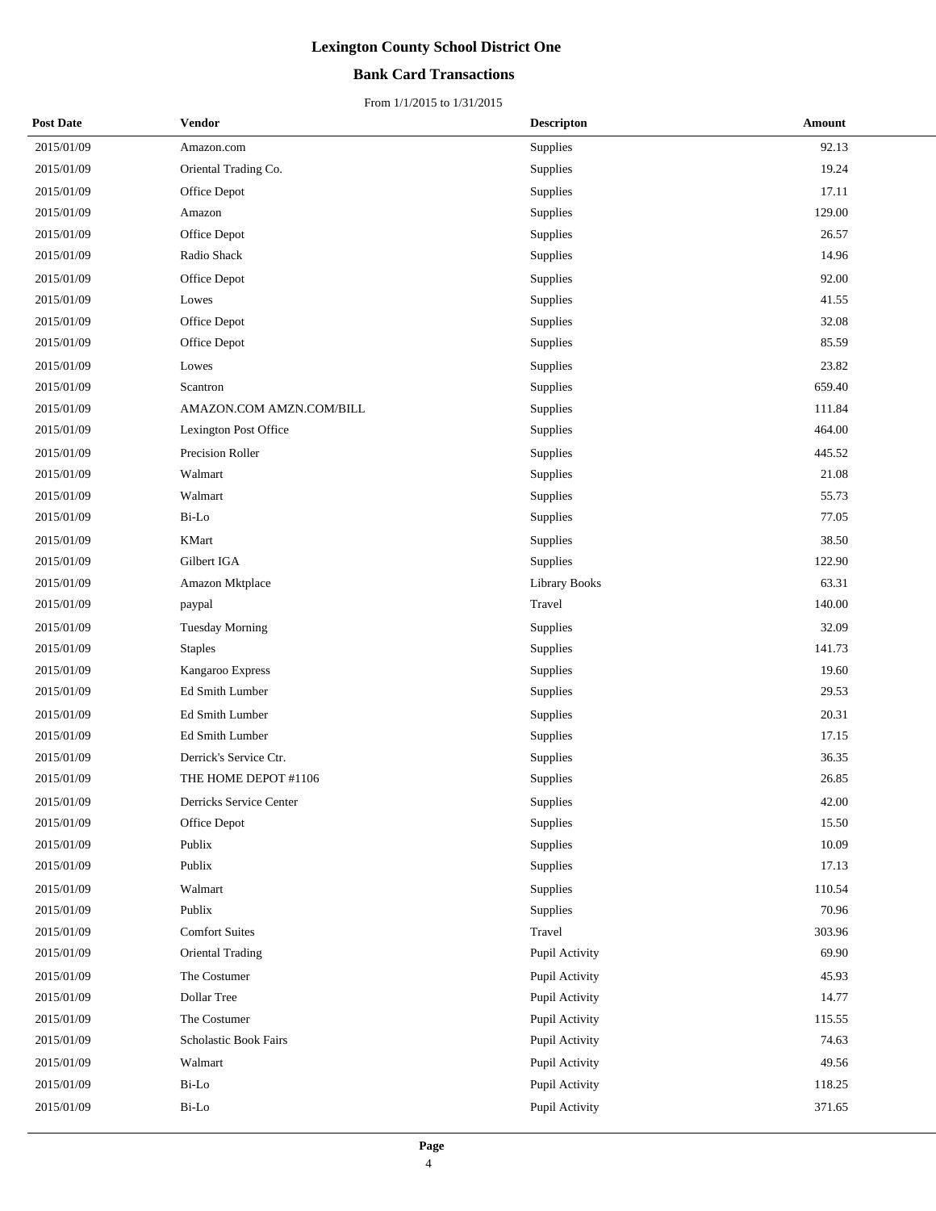# Lexington County School District One

## Bank Card Transactions

From 1/1/2015 to 1/31/2015

| Post Date | Vendor | Descripton | Amount |
|---|---|---|---|
| 2015/01/09 | Amazon.com | Supplies | 92.13 |
| 2015/01/09 | Oriental Trading Co. | Supplies | 19.24 |
| 2015/01/09 | Office Depot | Supplies | 17.11 |
| 2015/01/09 | Amazon | Supplies | 129.00 |
| 2015/01/09 | Office Depot | Supplies | 26.57 |
| 2015/01/09 | Radio Shack | Supplies | 14.96 |
| 2015/01/09 | Office Depot | Supplies | 92.00 |
| 2015/01/09 | Lowes | Supplies | 41.55 |
| 2015/01/09 | Office Depot | Supplies | 32.08 |
| 2015/01/09 | Office Depot | Supplies | 85.59 |
| 2015/01/09 | Lowes | Supplies | 23.82 |
| 2015/01/09 | Scantron | Supplies | 659.40 |
| 2015/01/09 | AMAZON.COM AMZN.COM/BILL | Supplies | 111.84 |
| 2015/01/09 | Lexington Post Office | Supplies | 464.00 |
| 2015/01/09 | Precision Roller | Supplies | 445.52 |
| 2015/01/09 | Walmart | Supplies | 21.08 |
| 2015/01/09 | Walmart | Supplies | 55.73 |
| 2015/01/09 | Bi-Lo | Supplies | 77.05 |
| 2015/01/09 | KMart | Supplies | 38.50 |
| 2015/01/09 | Gilbert IGA | Supplies | 122.90 |
| 2015/01/09 | Amazon Mktplace | Library Books | 63.31 |
| 2015/01/09 | paypal | Travel | 140.00 |
| 2015/01/09 | Tuesday Morning | Supplies | 32.09 |
| 2015/01/09 | Staples | Supplies | 141.73 |
| 2015/01/09 | Kangaroo Express | Supplies | 19.60 |
| 2015/01/09 | Ed Smith Lumber | Supplies | 29.53 |
| 2015/01/09 | Ed Smith Lumber | Supplies | 20.31 |
| 2015/01/09 | Ed Smith Lumber | Supplies | 17.15 |
| 2015/01/09 | Derrick's Service Ctr. | Supplies | 36.35 |
| 2015/01/09 | THE HOME DEPOT #1106 | Supplies | 26.85 |
| 2015/01/09 | Derricks Service Center | Supplies | 42.00 |
| 2015/01/09 | Office Depot | Supplies | 15.50 |
| 2015/01/09 | Publix | Supplies | 10.09 |
| 2015/01/09 | Publix | Supplies | 17.13 |
| 2015/01/09 | Walmart | Supplies | 110.54 |
| 2015/01/09 | Publix | Supplies | 70.96 |
| 2015/01/09 | Comfort Suites | Travel | 303.96 |
| 2015/01/09 | Oriental Trading | Pupil Activity | 69.90 |
| 2015/01/09 | The Costumer | Pupil Activity | 45.93 |
| 2015/01/09 | Dollar Tree | Pupil Activity | 14.77 |
| 2015/01/09 | The Costumer | Pupil Activity | 115.55 |
| 2015/01/09 | Scholastic Book Fairs | Pupil Activity | 74.63 |
| 2015/01/09 | Walmart | Pupil Activity | 49.56 |
| 2015/01/09 | Bi-Lo | Pupil Activity | 118.25 |
| 2015/01/09 | Bi-Lo | Pupil Activity | 371.65 |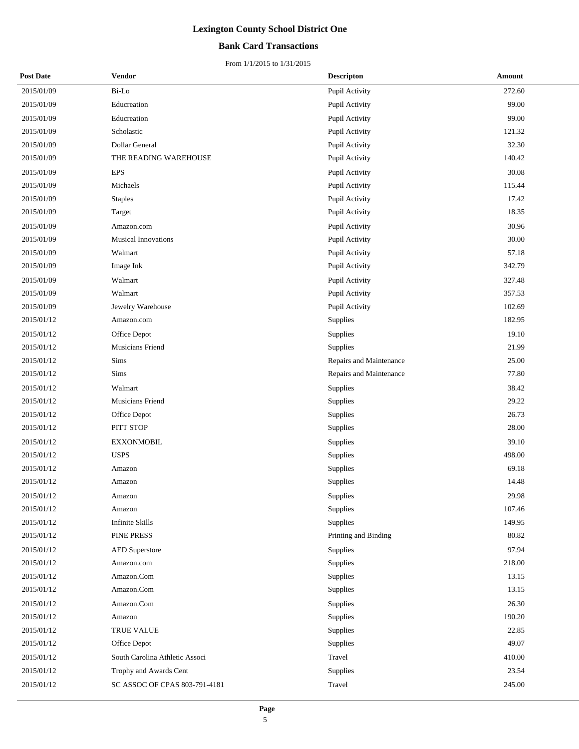# Lexington County School District One

## Bank Card Transactions

From 1/1/2015 to 1/31/2015

| Post Date | Vendor | Descripton | Amount |
|---|---|---|---|
| 2015/01/09 | Bi-Lo | Pupil Activity | 272.60 |
| 2015/01/09 | Educreation | Pupil Activity | 99.00 |
| 2015/01/09 | Educreation | Pupil Activity | 99.00 |
| 2015/01/09 | Scholastic | Pupil Activity | 121.32 |
| 2015/01/09 | Dollar General | Pupil Activity | 32.30 |
| 2015/01/09 | THE READING WAREHOUSE | Pupil Activity | 140.42 |
| 2015/01/09 | EPS | Pupil Activity | 30.08 |
| 2015/01/09 | Michaels | Pupil Activity | 115.44 |
| 2015/01/09 | Staples | Pupil Activity | 17.42 |
| 2015/01/09 | Target | Pupil Activity | 18.35 |
| 2015/01/09 | Amazon.com | Pupil Activity | 30.96 |
| 2015/01/09 | Musical Innovations | Pupil Activity | 30.00 |
| 2015/01/09 | Walmart | Pupil Activity | 57.18 |
| 2015/01/09 | Image Ink | Pupil Activity | 342.79 |
| 2015/01/09 | Walmart | Pupil Activity | 327.48 |
| 2015/01/09 | Walmart | Pupil Activity | 357.53 |
| 2015/01/09 | Jewelry Warehouse | Pupil Activity | 102.69 |
| 2015/01/12 | Amazon.com | Supplies | 182.95 |
| 2015/01/12 | Office Depot | Supplies | 19.10 |
| 2015/01/12 | Musicians Friend | Supplies | 21.99 |
| 2015/01/12 | Sims | Repairs and Maintenance | 25.00 |
| 2015/01/12 | Sims | Repairs and Maintenance | 77.80 |
| 2015/01/12 | Walmart | Supplies | 38.42 |
| 2015/01/12 | Musicians Friend | Supplies | 29.22 |
| 2015/01/12 | Office Depot | Supplies | 26.73 |
| 2015/01/12 | PITT STOP | Supplies | 28.00 |
| 2015/01/12 | EXXONMOBIL | Supplies | 39.10 |
| 2015/01/12 | USPS | Supplies | 498.00 |
| 2015/01/12 | Amazon | Supplies | 69.18 |
| 2015/01/12 | Amazon | Supplies | 14.48 |
| 2015/01/12 | Amazon | Supplies | 29.98 |
| 2015/01/12 | Amazon | Supplies | 107.46 |
| 2015/01/12 | Infinite Skills | Supplies | 149.95 |
| 2015/01/12 | PINE PRESS | Printing and Binding | 80.82 |
| 2015/01/12 | AED Superstore | Supplies | 97.94 |
| 2015/01/12 | Amazon.com | Supplies | 218.00 |
| 2015/01/12 | Amazon.Com | Supplies | 13.15 |
| 2015/01/12 | Amazon.Com | Supplies | 13.15 |
| 2015/01/12 | Amazon.Com | Supplies | 26.30 |
| 2015/01/12 | Amazon | Supplies | 190.20 |
| 2015/01/12 | TRUE VALUE | Supplies | 22.85 |
| 2015/01/12 | Office Depot | Supplies | 49.07 |
| 2015/01/12 | South Carolina Athletic Associ | Travel | 410.00 |
| 2015/01/12 | Trophy and Awards Cent | Supplies | 23.54 |
| 2015/01/12 | SC ASSOC OF CPAS 803-791-4181 | Travel | 245.00 |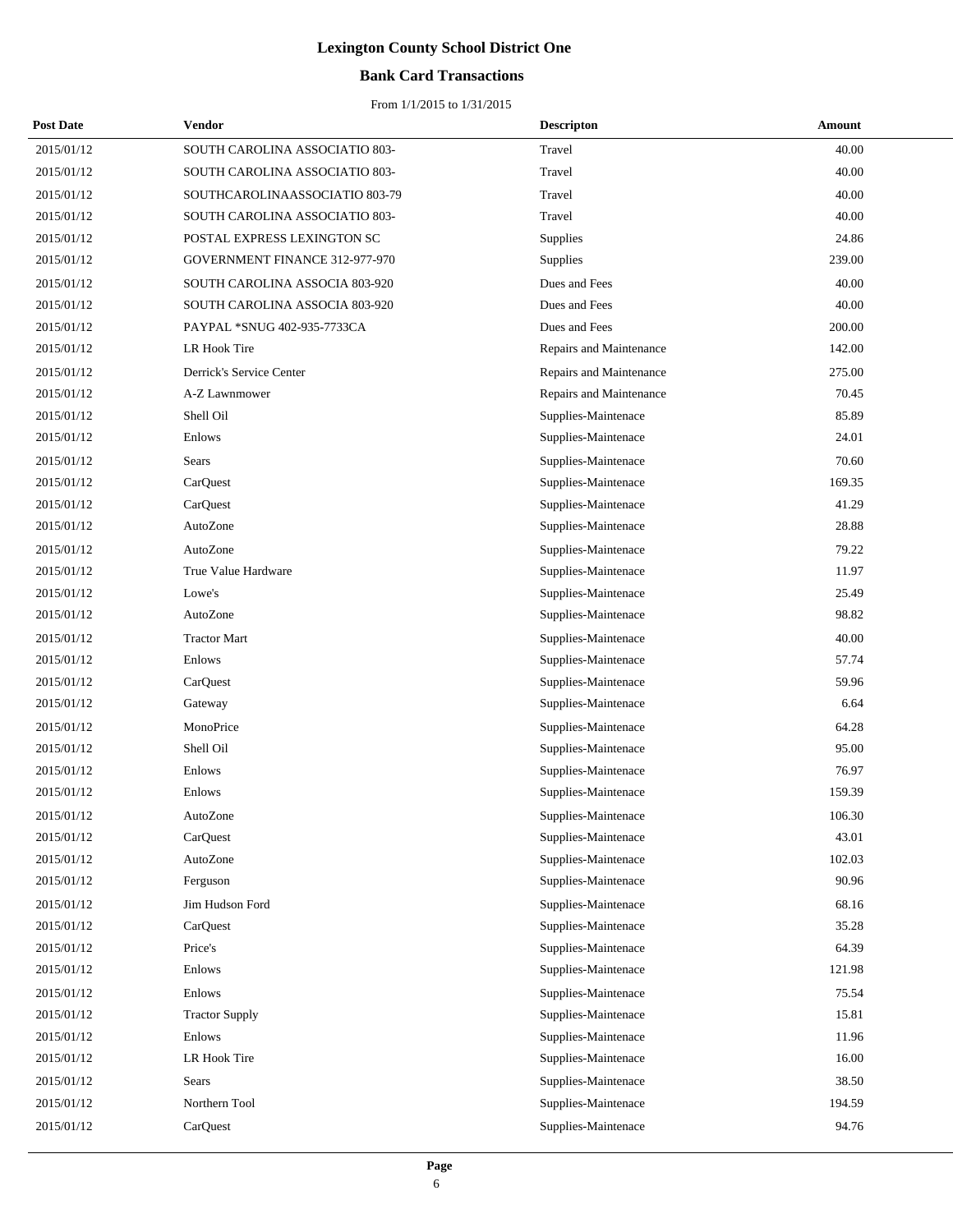# Lexington County School District One

## Bank Card Transactions

From 1/1/2015 to 1/31/2015

| Post Date | Vendor | Descripton | Amount |
|---|---|---|---|
| 2015/01/12 | SOUTH CAROLINA ASSOCIATIO 803- | Travel | 40.00 |
| 2015/01/12 | SOUTH CAROLINA ASSOCIATIO 803- | Travel | 40.00 |
| 2015/01/12 | SOUTHCAROLINAASSOCIATIO 803-79 | Travel | 40.00 |
| 2015/01/12 | SOUTH CAROLINA ASSOCIATIO 803- | Travel | 40.00 |
| 2015/01/12 | POSTAL EXPRESS LEXINGTON SC | Supplies | 24.86 |
| 2015/01/12 | GOVERNMENT FINANCE 312-977-970 | Supplies | 239.00 |
| 2015/01/12 | SOUTH CAROLINA ASSOCIA 803-920 | Dues and Fees | 40.00 |
| 2015/01/12 | SOUTH CAROLINA ASSOCIA 803-920 | Dues and Fees | 40.00 |
| 2015/01/12 | PAYPAL *SNUG 402-935-7733CA | Dues and Fees | 200.00 |
| 2015/01/12 | LR Hook Tire | Repairs and Maintenance | 142.00 |
| 2015/01/12 | Derrick's Service Center | Repairs and Maintenance | 275.00 |
| 2015/01/12 | A-Z Lawnmower | Repairs and Maintenance | 70.45 |
| 2015/01/12 | Shell Oil | Supplies-Maintenace | 85.89 |
| 2015/01/12 | Enlows | Supplies-Maintenace | 24.01 |
| 2015/01/12 | Sears | Supplies-Maintenace | 70.60 |
| 2015/01/12 | CarQuest | Supplies-Maintenace | 169.35 |
| 2015/01/12 | CarQuest | Supplies-Maintenace | 41.29 |
| 2015/01/12 | AutoZone | Supplies-Maintenace | 28.88 |
| 2015/01/12 | AutoZone | Supplies-Maintenace | 79.22 |
| 2015/01/12 | True Value Hardware | Supplies-Maintenace | 11.97 |
| 2015/01/12 | Lowe's | Supplies-Maintenace | 25.49 |
| 2015/01/12 | AutoZone | Supplies-Maintenace | 98.82 |
| 2015/01/12 | Tractor Mart | Supplies-Maintenace | 40.00 |
| 2015/01/12 | Enlows | Supplies-Maintenace | 57.74 |
| 2015/01/12 | CarQuest | Supplies-Maintenace | 59.96 |
| 2015/01/12 | Gateway | Supplies-Maintenace | 6.64 |
| 2015/01/12 | MonoPrice | Supplies-Maintenace | 64.28 |
| 2015/01/12 | Shell Oil | Supplies-Maintenace | 95.00 |
| 2015/01/12 | Enlows | Supplies-Maintenace | 76.97 |
| 2015/01/12 | Enlows | Supplies-Maintenace | 159.39 |
| 2015/01/12 | AutoZone | Supplies-Maintenace | 106.30 |
| 2015/01/12 | CarQuest | Supplies-Maintenace | 43.01 |
| 2015/01/12 | AutoZone | Supplies-Maintenace | 102.03 |
| 2015/01/12 | Ferguson | Supplies-Maintenace | 90.96 |
| 2015/01/12 | Jim Hudson Ford | Supplies-Maintenace | 68.16 |
| 2015/01/12 | CarQuest | Supplies-Maintenace | 35.28 |
| 2015/01/12 | Price's | Supplies-Maintenace | 64.39 |
| 2015/01/12 | Enlows | Supplies-Maintenace | 121.98 |
| 2015/01/12 | Enlows | Supplies-Maintenace | 75.54 |
| 2015/01/12 | Tractor Supply | Supplies-Maintenace | 15.81 |
| 2015/01/12 | Enlows | Supplies-Maintenace | 11.96 |
| 2015/01/12 | LR Hook Tire | Supplies-Maintenace | 16.00 |
| 2015/01/12 | Sears | Supplies-Maintenace | 38.50 |
| 2015/01/12 | Northern Tool | Supplies-Maintenace | 194.59 |
| 2015/01/12 | CarQuest | Supplies-Maintenace | 94.76 |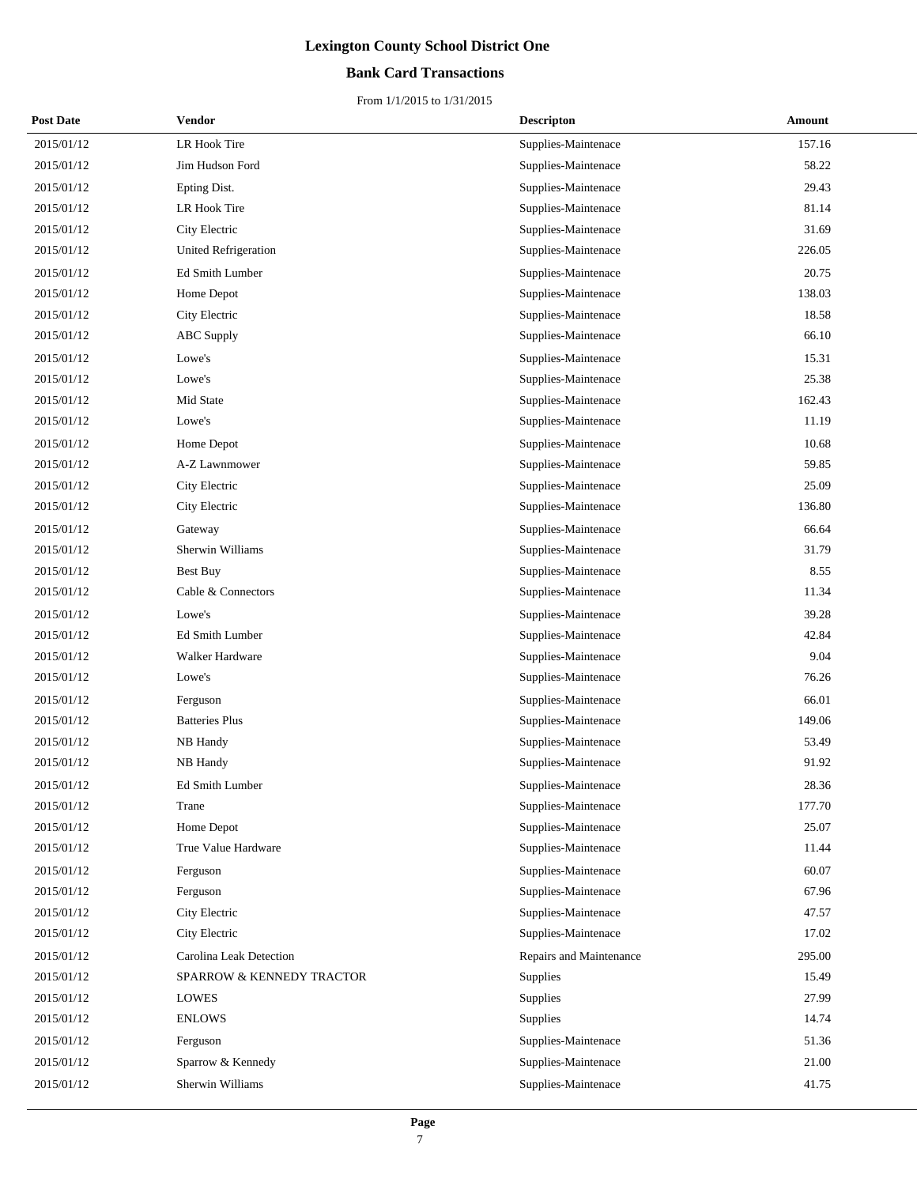# Lexington County School District One

## Bank Card Transactions

From 1/1/2015 to 1/31/2015

| Post Date | Vendor | Descripton | Amount |
|---|---|---|---|
| 2015/01/12 | LR Hook Tire | Supplies-Maintenace | 157.16 |
| 2015/01/12 | Jim Hudson Ford | Supplies-Maintenace | 58.22 |
| 2015/01/12 | Epting Dist. | Supplies-Maintenace | 29.43 |
| 2015/01/12 | LR Hook Tire | Supplies-Maintenace | 81.14 |
| 2015/01/12 | City Electric | Supplies-Maintenace | 31.69 |
| 2015/01/12 | United Refrigeration | Supplies-Maintenace | 226.05 |
| 2015/01/12 | Ed Smith Lumber | Supplies-Maintenace | 20.75 |
| 2015/01/12 | Home Depot | Supplies-Maintenace | 138.03 |
| 2015/01/12 | City Electric | Supplies-Maintenace | 18.58 |
| 2015/01/12 | ABC Supply | Supplies-Maintenace | 66.10 |
| 2015/01/12 | Lowe's | Supplies-Maintenace | 15.31 |
| 2015/01/12 | Lowe's | Supplies-Maintenace | 25.38 |
| 2015/01/12 | Mid State | Supplies-Maintenace | 162.43 |
| 2015/01/12 | Lowe's | Supplies-Maintenace | 11.19 |
| 2015/01/12 | Home Depot | Supplies-Maintenace | 10.68 |
| 2015/01/12 | A-Z Lawnmower | Supplies-Maintenace | 59.85 |
| 2015/01/12 | City Electric | Supplies-Maintenace | 25.09 |
| 2015/01/12 | City Electric | Supplies-Maintenace | 136.80 |
| 2015/01/12 | Gateway | Supplies-Maintenace | 66.64 |
| 2015/01/12 | Sherwin Williams | Supplies-Maintenace | 31.79 |
| 2015/01/12 | Best Buy | Supplies-Maintenace | 8.55 |
| 2015/01/12 | Cable & Connectors | Supplies-Maintenace | 11.34 |
| 2015/01/12 | Lowe's | Supplies-Maintenace | 39.28 |
| 2015/01/12 | Ed Smith Lumber | Supplies-Maintenace | 42.84 |
| 2015/01/12 | Walker Hardware | Supplies-Maintenace | 9.04 |
| 2015/01/12 | Lowe's | Supplies-Maintenace | 76.26 |
| 2015/01/12 | Ferguson | Supplies-Maintenace | 66.01 |
| 2015/01/12 | Batteries Plus | Supplies-Maintenace | 149.06 |
| 2015/01/12 | NB Handy | Supplies-Maintenace | 53.49 |
| 2015/01/12 | NB Handy | Supplies-Maintenace | 91.92 |
| 2015/01/12 | Ed Smith Lumber | Supplies-Maintenace | 28.36 |
| 2015/01/12 | Trane | Supplies-Maintenace | 177.70 |
| 2015/01/12 | Home Depot | Supplies-Maintenace | 25.07 |
| 2015/01/12 | True Value Hardware | Supplies-Maintenace | 11.44 |
| 2015/01/12 | Ferguson | Supplies-Maintenace | 60.07 |
| 2015/01/12 | Ferguson | Supplies-Maintenace | 67.96 |
| 2015/01/12 | City Electric | Supplies-Maintenace | 47.57 |
| 2015/01/12 | City Electric | Supplies-Maintenace | 17.02 |
| 2015/01/12 | Carolina Leak Detection | Repairs and Maintenance | 295.00 |
| 2015/01/12 | SPARROW & KENNEDY TRACTOR | Supplies | 15.49 |
| 2015/01/12 | LOWES | Supplies | 27.99 |
| 2015/01/12 | ENLOWS | Supplies | 14.74 |
| 2015/01/12 | Ferguson | Supplies-Maintenace | 51.36 |
| 2015/01/12 | Sparrow & Kennedy | Supplies-Maintenace | 21.00 |
| 2015/01/12 | Sherwin Williams | Supplies-Maintenace | 41.75 |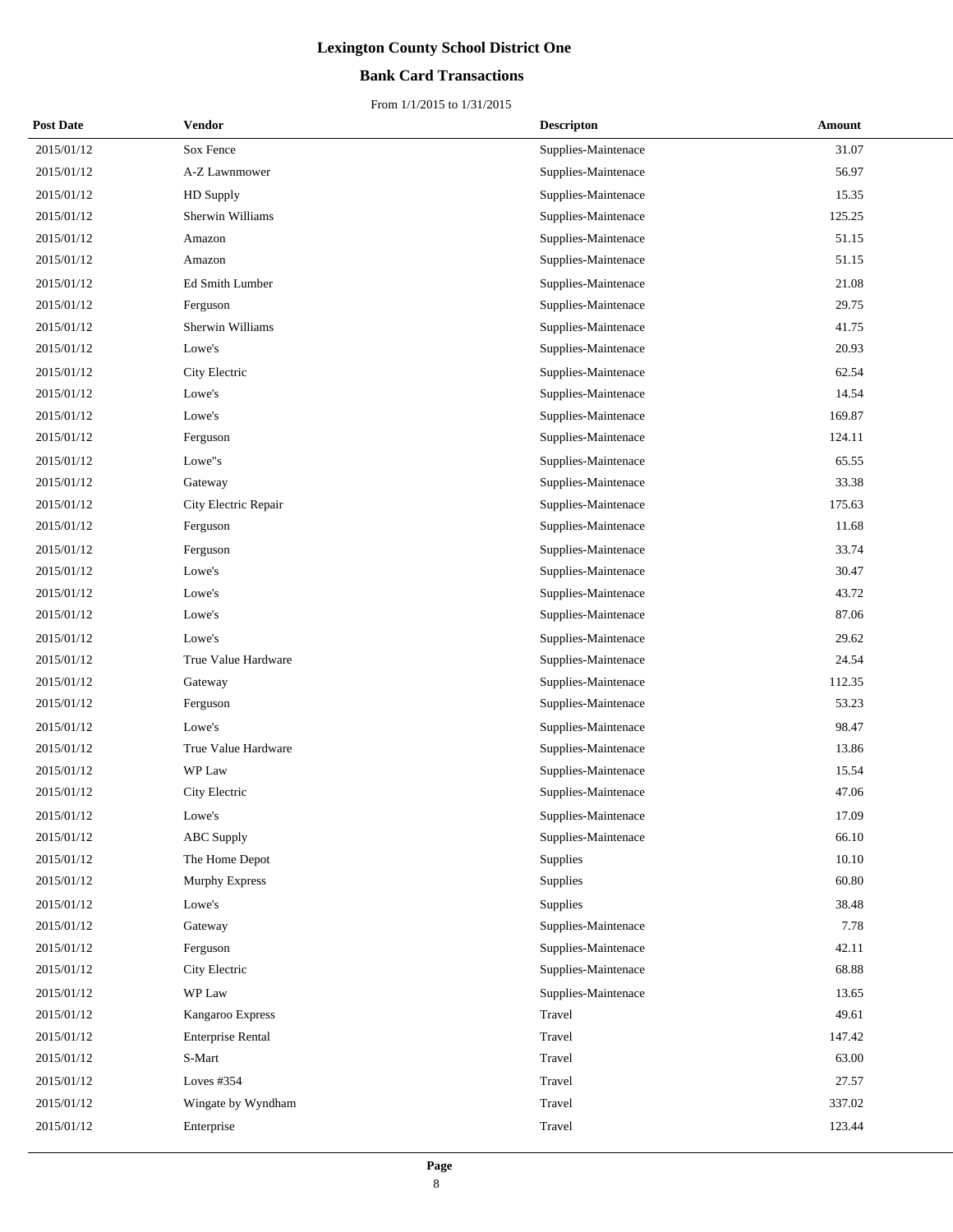# Lexington County School District One

## Bank Card Transactions

From 1/1/2015 to 1/31/2015

| Post Date | Vendor | Descripton | Amount |
|---|---|---|---|
| 2015/01/12 | Sox Fence | Supplies-Maintenace | 31.07 |
| 2015/01/12 | A-Z Lawnmower | Supplies-Maintenace | 56.97 |
| 2015/01/12 | HD Supply | Supplies-Maintenace | 15.35 |
| 2015/01/12 | Sherwin Williams | Supplies-Maintenace | 125.25 |
| 2015/01/12 | Amazon | Supplies-Maintenace | 51.15 |
| 2015/01/12 | Amazon | Supplies-Maintenace | 51.15 |
| 2015/01/12 | Ed Smith Lumber | Supplies-Maintenace | 21.08 |
| 2015/01/12 | Ferguson | Supplies-Maintenace | 29.75 |
| 2015/01/12 | Sherwin Williams | Supplies-Maintenace | 41.75 |
| 2015/01/12 | Lowe's | Supplies-Maintenace | 20.93 |
| 2015/01/12 | City Electric | Supplies-Maintenace | 62.54 |
| 2015/01/12 | Lowe's | Supplies-Maintenace | 14.54 |
| 2015/01/12 | Lowe's | Supplies-Maintenace | 169.87 |
| 2015/01/12 | Ferguson | Supplies-Maintenace | 124.11 |
| 2015/01/12 | Lowe"s | Supplies-Maintenace | 65.55 |
| 2015/01/12 | Gateway | Supplies-Maintenace | 33.38 |
| 2015/01/12 | City Electric Repair | Supplies-Maintenace | 175.63 |
| 2015/01/12 | Ferguson | Supplies-Maintenace | 11.68 |
| 2015/01/12 | Ferguson | Supplies-Maintenace | 33.74 |
| 2015/01/12 | Lowe's | Supplies-Maintenace | 30.47 |
| 2015/01/12 | Lowe's | Supplies-Maintenace | 43.72 |
| 2015/01/12 | Lowe's | Supplies-Maintenace | 87.06 |
| 2015/01/12 | Lowe's | Supplies-Maintenace | 29.62 |
| 2015/01/12 | True Value Hardware | Supplies-Maintenace | 24.54 |
| 2015/01/12 | Gateway | Supplies-Maintenace | 112.35 |
| 2015/01/12 | Ferguson | Supplies-Maintenace | 53.23 |
| 2015/01/12 | Lowe's | Supplies-Maintenace | 98.47 |
| 2015/01/12 | True Value Hardware | Supplies-Maintenace | 13.86 |
| 2015/01/12 | WP Law | Supplies-Maintenace | 15.54 |
| 2015/01/12 | City Electric | Supplies-Maintenace | 47.06 |
| 2015/01/12 | Lowe's | Supplies-Maintenace | 17.09 |
| 2015/01/12 | ABC Supply | Supplies-Maintenace | 66.10 |
| 2015/01/12 | The Home Depot | Supplies | 10.10 |
| 2015/01/12 | Murphy Express | Supplies | 60.80 |
| 2015/01/12 | Lowe's | Supplies | 38.48 |
| 2015/01/12 | Gateway | Supplies-Maintenace | 7.78 |
| 2015/01/12 | Ferguson | Supplies-Maintenace | 42.11 |
| 2015/01/12 | City Electric | Supplies-Maintenace | 68.88 |
| 2015/01/12 | WP Law | Supplies-Maintenace | 13.65 |
| 2015/01/12 | Kangaroo Express | Travel | 49.61 |
| 2015/01/12 | Enterprise Rental | Travel | 147.42 |
| 2015/01/12 | S-Mart | Travel | 63.00 |
| 2015/01/12 | Loves #354 | Travel | 27.57 |
| 2015/01/12 | Wingate by Wyndham | Travel | 337.02 |
| 2015/01/12 | Enterprise | Travel | 123.44 |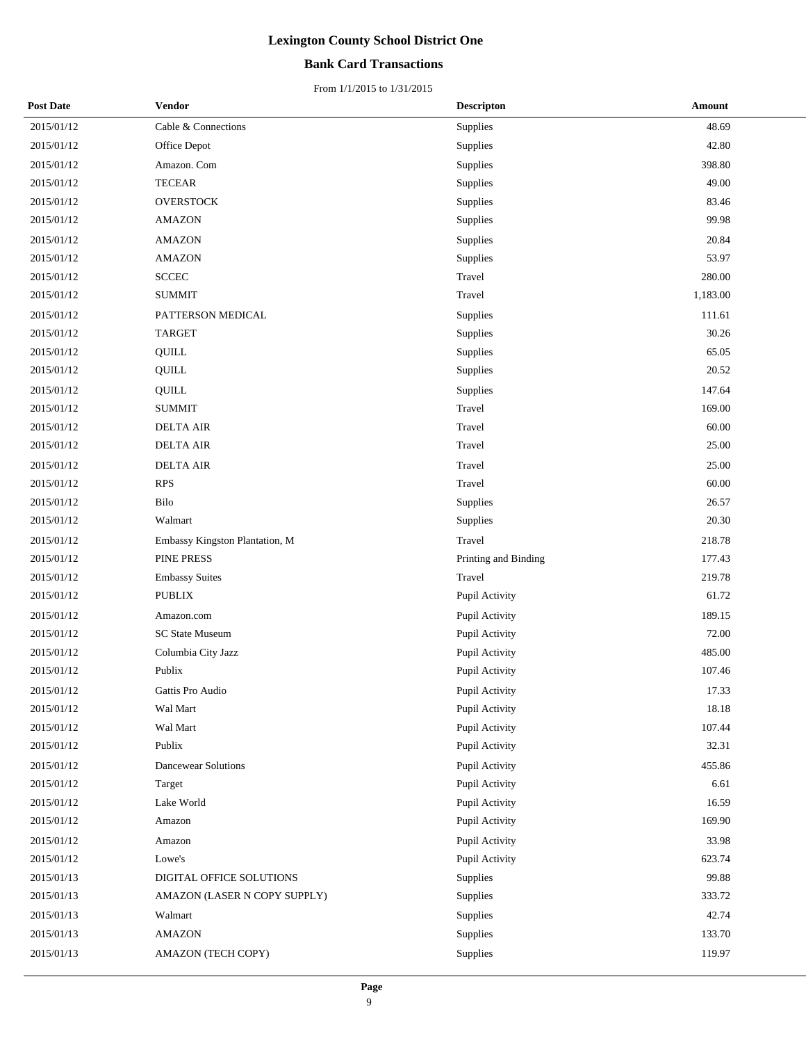# Lexington County School District One

## Bank Card Transactions

From 1/1/2015 to 1/31/2015

| Post Date | Vendor | Descripton | Amount |
|---|---|---|---|
| 2015/01/12 | Cable & Connections | Supplies | 48.69 |
| 2015/01/12 | Office Depot | Supplies | 42.80 |
| 2015/01/12 | Amazon. Com | Supplies | 398.80 |
| 2015/01/12 | TECEAR | Supplies | 49.00 |
| 2015/01/12 | OVERSTOCK | Supplies | 83.46 |
| 2015/01/12 | AMAZON | Supplies | 99.98 |
| 2015/01/12 | AMAZON | Supplies | 20.84 |
| 2015/01/12 | AMAZON | Supplies | 53.97 |
| 2015/01/12 | SCCEC | Travel | 280.00 |
| 2015/01/12 | SUMMIT | Travel | 1,183.00 |
| 2015/01/12 | PATTERSON MEDICAL | Supplies | 111.61 |
| 2015/01/12 | TARGET | Supplies | 30.26 |
| 2015/01/12 | QUILL | Supplies | 65.05 |
| 2015/01/12 | QUILL | Supplies | 20.52 |
| 2015/01/12 | QUILL | Supplies | 147.64 |
| 2015/01/12 | SUMMIT | Travel | 169.00 |
| 2015/01/12 | DELTA AIR | Travel | 60.00 |
| 2015/01/12 | DELTA AIR | Travel | 25.00 |
| 2015/01/12 | DELTA AIR | Travel | 25.00 |
| 2015/01/12 | RPS | Travel | 60.00 |
| 2015/01/12 | Bilo | Supplies | 26.57 |
| 2015/01/12 | Walmart | Supplies | 20.30 |
| 2015/01/12 | Embassy Kingston Plantation, M | Travel | 218.78 |
| 2015/01/12 | PINE PRESS | Printing and Binding | 177.43 |
| 2015/01/12 | Embassy Suites | Travel | 219.78 |
| 2015/01/12 | PUBLIX | Pupil Activity | 61.72 |
| 2015/01/12 | Amazon.com | Pupil Activity | 189.15 |
| 2015/01/12 | SC State Museum | Pupil Activity | 72.00 |
| 2015/01/12 | Columbia City Jazz | Pupil Activity | 485.00 |
| 2015/01/12 | Publix | Pupil Activity | 107.46 |
| 2015/01/12 | Gattis Pro Audio | Pupil Activity | 17.33 |
| 2015/01/12 | Wal Mart | Pupil Activity | 18.18 |
| 2015/01/12 | Wal Mart | Pupil Activity | 107.44 |
| 2015/01/12 | Publix | Pupil Activity | 32.31 |
| 2015/01/12 | Dancewear Solutions | Pupil Activity | 455.86 |
| 2015/01/12 | Target | Pupil Activity | 6.61 |
| 2015/01/12 | Lake World | Pupil Activity | 16.59 |
| 2015/01/12 | Amazon | Pupil Activity | 169.90 |
| 2015/01/12 | Amazon | Pupil Activity | 33.98 |
| 2015/01/12 | Lowe's | Pupil Activity | 623.74 |
| 2015/01/13 | DIGITAL OFFICE SOLUTIONS | Supplies | 99.88 |
| 2015/01/13 | AMAZON (LASER N COPY SUPPLY) | Supplies | 333.72 |
| 2015/01/13 | Walmart | Supplies | 42.74 |
| 2015/01/13 | AMAZON | Supplies | 133.70 |
| 2015/01/13 | AMAZON (TECH COPY) | Supplies | 119.97 |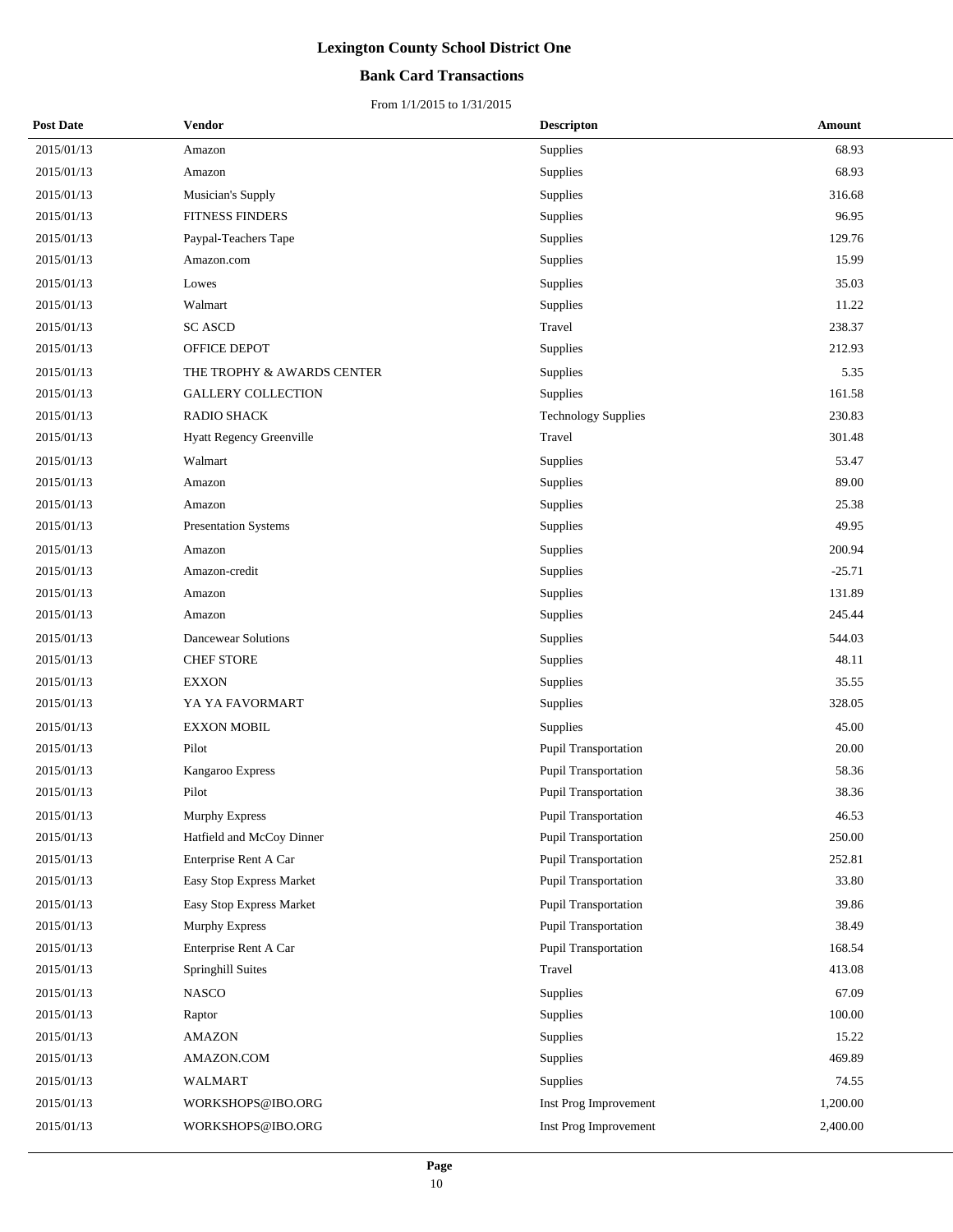# Lexington County School District One

## Bank Card Transactions

From 1/1/2015 to 1/31/2015

| Post Date | Vendor | Descripton | Amount |
|---|---|---|---|
| 2015/01/13 | Amazon | Supplies | 68.93 |
| 2015/01/13 | Amazon | Supplies | 68.93 |
| 2015/01/13 | Musician's Supply | Supplies | 316.68 |
| 2015/01/13 | FITNESS FINDERS | Supplies | 96.95 |
| 2015/01/13 | Paypal-Teachers Tape | Supplies | 129.76 |
| 2015/01/13 | Amazon.com | Supplies | 15.99 |
| 2015/01/13 | Lowes | Supplies | 35.03 |
| 2015/01/13 | Walmart | Supplies | 11.22 |
| 2015/01/13 | SC ASCD | Travel | 238.37 |
| 2015/01/13 | OFFICE DEPOT | Supplies | 212.93 |
| 2015/01/13 | THE TROPHY & AWARDS CENTER | Supplies | 5.35 |
| 2015/01/13 | GALLERY COLLECTION | Supplies | 161.58 |
| 2015/01/13 | RADIO SHACK | Technology Supplies | 230.83 |
| 2015/01/13 | Hyatt Regency Greenville | Travel | 301.48 |
| 2015/01/13 | Walmart | Supplies | 53.47 |
| 2015/01/13 | Amazon | Supplies | 89.00 |
| 2015/01/13 | Amazon | Supplies | 25.38 |
| 2015/01/13 | Presentation Systems | Supplies | 49.95 |
| 2015/01/13 | Amazon | Supplies | 200.94 |
| 2015/01/13 | Amazon-credit | Supplies | -25.71 |
| 2015/01/13 | Amazon | Supplies | 131.89 |
| 2015/01/13 | Amazon | Supplies | 245.44 |
| 2015/01/13 | Dancewear Solutions | Supplies | 544.03 |
| 2015/01/13 | CHEF STORE | Supplies | 48.11 |
| 2015/01/13 | EXXON | Supplies | 35.55 |
| 2015/01/13 | YA YA FAVORMART | Supplies | 328.05 |
| 2015/01/13 | EXXON MOBIL | Supplies | 45.00 |
| 2015/01/13 | Pilot | Pupil Transportation | 20.00 |
| 2015/01/13 | Kangaroo Express | Pupil Transportation | 58.36 |
| 2015/01/13 | Pilot | Pupil Transportation | 38.36 |
| 2015/01/13 | Murphy Express | Pupil Transportation | 46.53 |
| 2015/01/13 | Hatfield and McCoy Dinner | Pupil Transportation | 250.00 |
| 2015/01/13 | Enterprise Rent A Car | Pupil Transportation | 252.81 |
| 2015/01/13 | Easy Stop Express Market | Pupil Transportation | 33.80 |
| 2015/01/13 | Easy Stop Express Market | Pupil Transportation | 39.86 |
| 2015/01/13 | Murphy Express | Pupil Transportation | 38.49 |
| 2015/01/13 | Enterprise Rent A Car | Pupil Transportation | 168.54 |
| 2015/01/13 | Springhill Suites | Travel | 413.08 |
| 2015/01/13 | NASCO | Supplies | 67.09 |
| 2015/01/13 | Raptor | Supplies | 100.00 |
| 2015/01/13 | AMAZON | Supplies | 15.22 |
| 2015/01/13 | AMAZON.COM | Supplies | 469.89 |
| 2015/01/13 | WALMART | Supplies | 74.55 |
| 2015/01/13 | WORKSHOPS@IBO.ORG | Inst Prog Improvement | 1,200.00 |
| 2015/01/13 | WORKSHOPS@IBO.ORG | Inst Prog Improvement | 2,400.00 |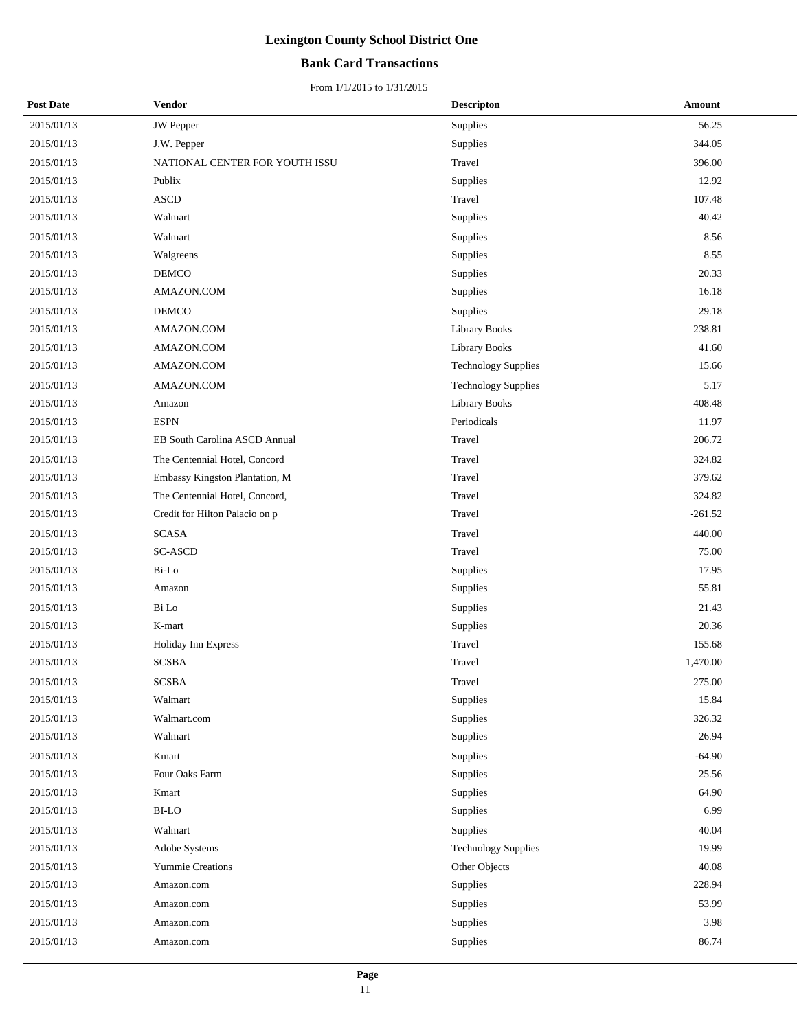# Lexington County School District One

## Bank Card Transactions

From 1/1/2015 to 1/31/2015

| Post Date | Vendor | Descripton | Amount |
|---|---|---|---|
| 2015/01/13 | JW Pepper | Supplies | 56.25 |
| 2015/01/13 | J.W. Pepper | Supplies | 344.05 |
| 2015/01/13 | NATIONAL CENTER FOR YOUTH ISSU | Travel | 396.00 |
| 2015/01/13 | Publix | Supplies | 12.92 |
| 2015/01/13 | ASCD | Travel | 107.48 |
| 2015/01/13 | Walmart | Supplies | 40.42 |
| 2015/01/13 | Walmart | Supplies | 8.56 |
| 2015/01/13 | Walgreens | Supplies | 8.55 |
| 2015/01/13 | DEMCO | Supplies | 20.33 |
| 2015/01/13 | AMAZON.COM | Supplies | 16.18 |
| 2015/01/13 | DEMCO | Supplies | 29.18 |
| 2015/01/13 | AMAZON.COM | Library Books | 238.81 |
| 2015/01/13 | AMAZON.COM | Library Books | 41.60 |
| 2015/01/13 | AMAZON.COM | Technology Supplies | 15.66 |
| 2015/01/13 | AMAZON.COM | Technology Supplies | 5.17 |
| 2015/01/13 | Amazon | Library Books | 408.48 |
| 2015/01/13 | ESPN | Periodicals | 11.97 |
| 2015/01/13 | EB South Carolina ASCD Annual | Travel | 206.72 |
| 2015/01/13 | The Centennial Hotel, Concord | Travel | 324.82 |
| 2015/01/13 | Embassy Kingston Plantation, M | Travel | 379.62 |
| 2015/01/13 | The Centennial Hotel, Concord, | Travel | 324.82 |
| 2015/01/13 | Credit for Hilton Palacio on p | Travel | -261.52 |
| 2015/01/13 | SCASA | Travel | 440.00 |
| 2015/01/13 | SC-ASCD | Travel | 75.00 |
| 2015/01/13 | Bi-Lo | Supplies | 17.95 |
| 2015/01/13 | Amazon | Supplies | 55.81 |
| 2015/01/13 | Bi Lo | Supplies | 21.43 |
| 2015/01/13 | K-mart | Supplies | 20.36 |
| 2015/01/13 | Holiday Inn Express | Travel | 155.68 |
| 2015/01/13 | SCSBA | Travel | 1,470.00 |
| 2015/01/13 | SCSBA | Travel | 275.00 |
| 2015/01/13 | Walmart | Supplies | 15.84 |
| 2015/01/13 | Walmart.com | Supplies | 326.32 |
| 2015/01/13 | Walmart | Supplies | 26.94 |
| 2015/01/13 | Kmart | Supplies | -64.90 |
| 2015/01/13 | Four Oaks Farm | Supplies | 25.56 |
| 2015/01/13 | Kmart | Supplies | 64.90 |
| 2015/01/13 | BI-LO | Supplies | 6.99 |
| 2015/01/13 | Walmart | Supplies | 40.04 |
| 2015/01/13 | Adobe Systems | Technology Supplies | 19.99 |
| 2015/01/13 | Yummie Creations | Other Objects | 40.08 |
| 2015/01/13 | Amazon.com | Supplies | 228.94 |
| 2015/01/13 | Amazon.com | Supplies | 53.99 |
| 2015/01/13 | Amazon.com | Supplies | 3.98 |
| 2015/01/13 | Amazon.com | Supplies | 86.74 |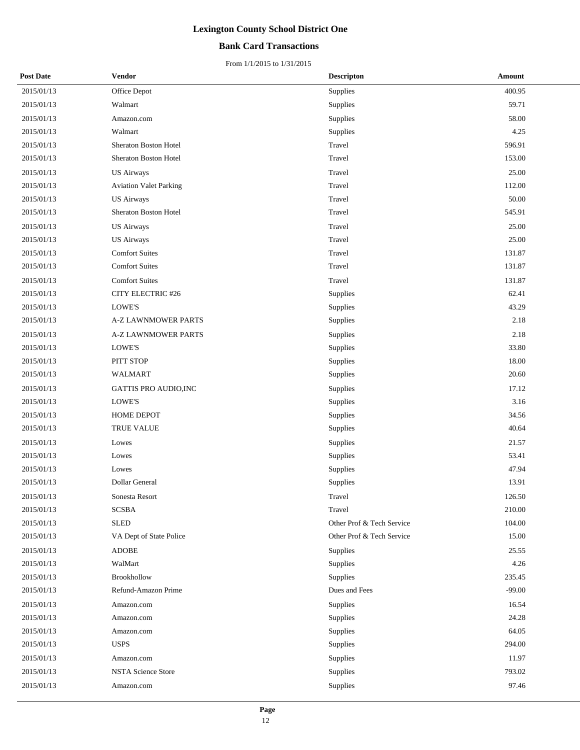# Lexington County School District One

## Bank Card Transactions

From 1/1/2015 to 1/31/2015

| Post Date | Vendor | Descripton | Amount |
|---|---|---|---|
| 2015/01/13 | Office Depot | Supplies | 400.95 |
| 2015/01/13 | Walmart | Supplies | 59.71 |
| 2015/01/13 | Amazon.com | Supplies | 58.00 |
| 2015/01/13 | Walmart | Supplies | 4.25 |
| 2015/01/13 | Sheraton Boston Hotel | Travel | 596.91 |
| 2015/01/13 | Sheraton Boston Hotel | Travel | 153.00 |
| 2015/01/13 | US Airways | Travel | 25.00 |
| 2015/01/13 | Aviation Valet Parking | Travel | 112.00 |
| 2015/01/13 | US Airways | Travel | 50.00 |
| 2015/01/13 | Sheraton Boston Hotel | Travel | 545.91 |
| 2015/01/13 | US Airways | Travel | 25.00 |
| 2015/01/13 | US Airways | Travel | 25.00 |
| 2015/01/13 | Comfort Suites | Travel | 131.87 |
| 2015/01/13 | Comfort Suites | Travel | 131.87 |
| 2015/01/13 | Comfort Suites | Travel | 131.87 |
| 2015/01/13 | CITY ELECTRIC #26 | Supplies | 62.41 |
| 2015/01/13 | LOWE'S | Supplies | 43.29 |
| 2015/01/13 | A-Z LAWNMOWER PARTS | Supplies | 2.18 |
| 2015/01/13 | A-Z LAWNMOWER PARTS | Supplies | 2.18 |
| 2015/01/13 | LOWE'S | Supplies | 33.80 |
| 2015/01/13 | PITT STOP | Supplies | 18.00 |
| 2015/01/13 | WALMART | Supplies | 20.60 |
| 2015/01/13 | GATTIS PRO AUDIO,INC | Supplies | 17.12 |
| 2015/01/13 | LOWE'S | Supplies | 3.16 |
| 2015/01/13 | HOME DEPOT | Supplies | 34.56 |
| 2015/01/13 | TRUE VALUE | Supplies | 40.64 |
| 2015/01/13 | Lowes | Supplies | 21.57 |
| 2015/01/13 | Lowes | Supplies | 53.41 |
| 2015/01/13 | Lowes | Supplies | 47.94 |
| 2015/01/13 | Dollar General | Supplies | 13.91 |
| 2015/01/13 | Sonesta Resort | Travel | 126.50 |
| 2015/01/13 | SCSBA | Travel | 210.00 |
| 2015/01/13 | SLED | Other Prof & Tech Service | 104.00 |
| 2015/01/13 | VA Dept of State Police | Other Prof & Tech Service | 15.00 |
| 2015/01/13 | ADOBE | Supplies | 25.55 |
| 2015/01/13 | WalMart | Supplies | 4.26 |
| 2015/01/13 | Brookhollow | Supplies | 235.45 |
| 2015/01/13 | Refund-Amazon Prime | Dues and Fees | -99.00 |
| 2015/01/13 | Amazon.com | Supplies | 16.54 |
| 2015/01/13 | Amazon.com | Supplies | 24.28 |
| 2015/01/13 | Amazon.com | Supplies | 64.05 |
| 2015/01/13 | USPS | Supplies | 294.00 |
| 2015/01/13 | Amazon.com | Supplies | 11.97 |
| 2015/01/13 | NSTA Science Store | Supplies | 793.02 |
| 2015/01/13 | Amazon.com | Supplies | 97.46 |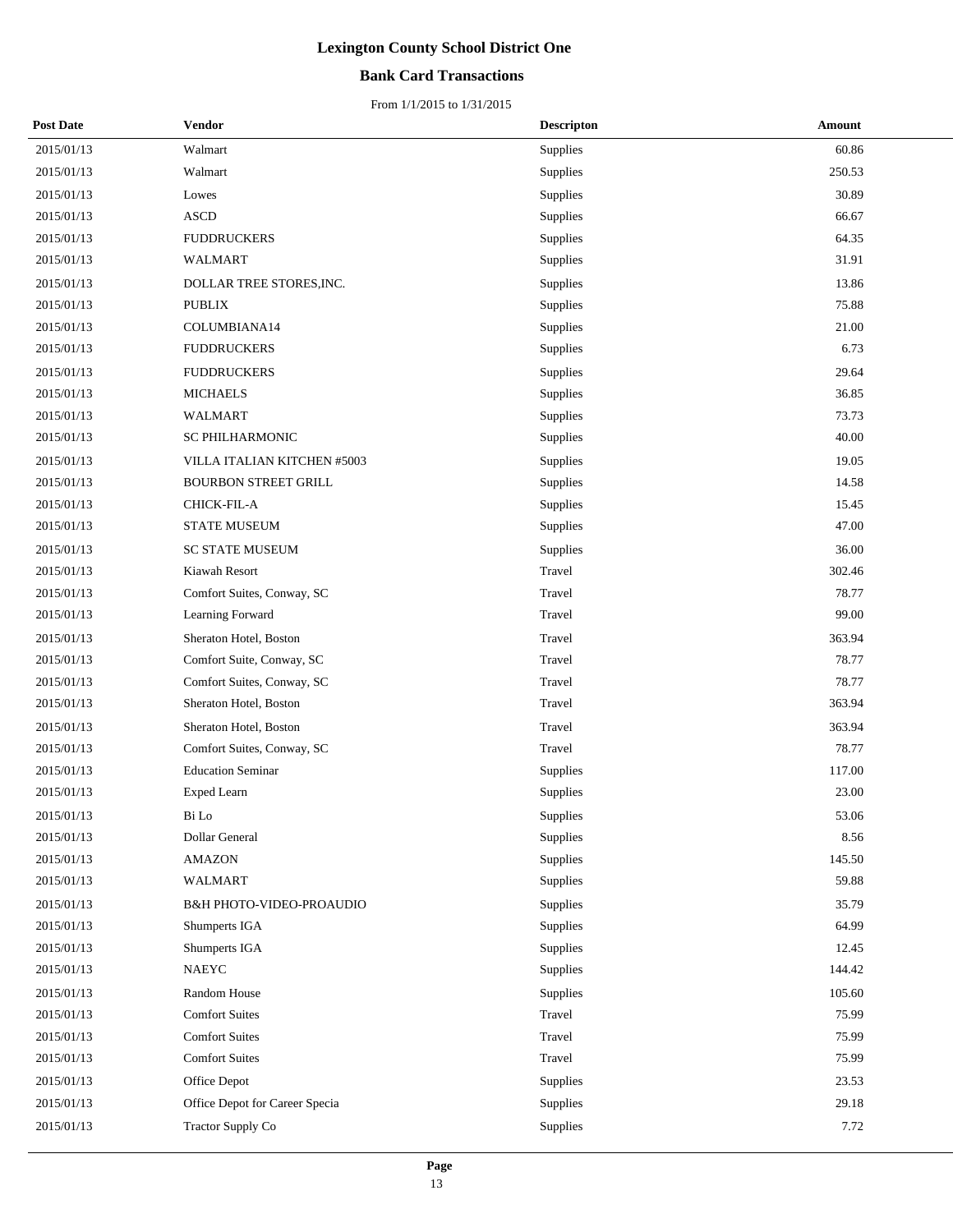# Lexington County School District One

## Bank Card Transactions

From 1/1/2015 to 1/31/2015

| Post Date | Vendor | Descripton | Amount |
|---|---|---|---|
| 2015/01/13 | Walmart | Supplies | 60.86 |
| 2015/01/13 | Walmart | Supplies | 250.53 |
| 2015/01/13 | Lowes | Supplies | 30.89 |
| 2015/01/13 | ASCD | Supplies | 66.67 |
| 2015/01/13 | FUDDRUCKERS | Supplies | 64.35 |
| 2015/01/13 | WALMART | Supplies | 31.91 |
| 2015/01/13 | DOLLAR TREE STORES,INC. | Supplies | 13.86 |
| 2015/01/13 | PUBLIX | Supplies | 75.88 |
| 2015/01/13 | COLUMBIANA14 | Supplies | 21.00 |
| 2015/01/13 | FUDDRUCKERS | Supplies | 6.73 |
| 2015/01/13 | FUDDRUCKERS | Supplies | 29.64 |
| 2015/01/13 | MICHAELS | Supplies | 36.85 |
| 2015/01/13 | WALMART | Supplies | 73.73 |
| 2015/01/13 | SC PHILHARMONIC | Supplies | 40.00 |
| 2015/01/13 | VILLA ITALIAN KITCHEN #5003 | Supplies | 19.05 |
| 2015/01/13 | BOURBON STREET GRILL | Supplies | 14.58 |
| 2015/01/13 | CHICK-FIL-A | Supplies | 15.45 |
| 2015/01/13 | STATE MUSEUM | Supplies | 47.00 |
| 2015/01/13 | SC STATE MUSEUM | Supplies | 36.00 |
| 2015/01/13 | Kiawah Resort | Travel | 302.46 |
| 2015/01/13 | Comfort Suites, Conway, SC | Travel | 78.77 |
| 2015/01/13 | Learning Forward | Travel | 99.00 |
| 2015/01/13 | Sheraton Hotel, Boston | Travel | 363.94 |
| 2015/01/13 | Comfort Suite, Conway, SC | Travel | 78.77 |
| 2015/01/13 | Comfort Suites, Conway, SC | Travel | 78.77 |
| 2015/01/13 | Sheraton Hotel, Boston | Travel | 363.94 |
| 2015/01/13 | Sheraton Hotel, Boston | Travel | 363.94 |
| 2015/01/13 | Comfort Suites, Conway, SC | Travel | 78.77 |
| 2015/01/13 | Education Seminar | Supplies | 117.00 |
| 2015/01/13 | Exped Learn | Supplies | 23.00 |
| 2015/01/13 | Bi Lo | Supplies | 53.06 |
| 2015/01/13 | Dollar General | Supplies | 8.56 |
| 2015/01/13 | AMAZON | Supplies | 145.50 |
| 2015/01/13 | WALMART | Supplies | 59.88 |
| 2015/01/13 | B&H PHOTO-VIDEO-PROAUDIO | Supplies | 35.79 |
| 2015/01/13 | Shumperts IGA | Supplies | 64.99 |
| 2015/01/13 | Shumperts IGA | Supplies | 12.45 |
| 2015/01/13 | NAEYC | Supplies | 144.42 |
| 2015/01/13 | Random House | Supplies | 105.60 |
| 2015/01/13 | Comfort Suites | Travel | 75.99 |
| 2015/01/13 | Comfort Suites | Travel | 75.99 |
| 2015/01/13 | Comfort Suites | Travel | 75.99 |
| 2015/01/13 | Office Depot | Supplies | 23.53 |
| 2015/01/13 | Office Depot for Career Specia | Supplies | 29.18 |
| 2015/01/13 | Tractor Supply Co | Supplies | 7.72 |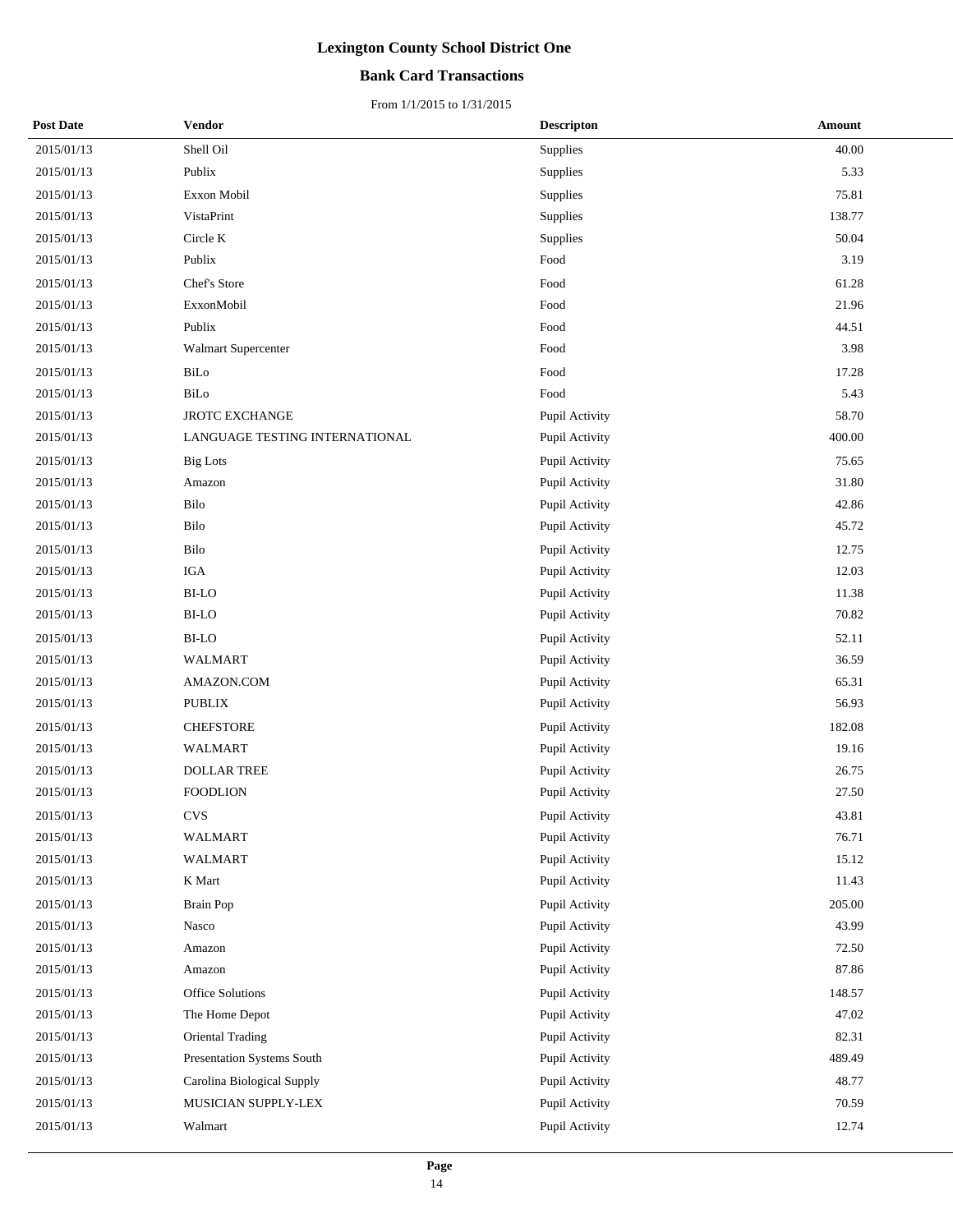# Lexington County School District One

## Bank Card Transactions

From 1/1/2015 to 1/31/2015

| Post Date | Vendor | Descripton | Amount |
|---|---|---|---|
| 2015/01/13 | Shell Oil | Supplies | 40.00 |
| 2015/01/13 | Publix | Supplies | 5.33 |
| 2015/01/13 | Exxon Mobil | Supplies | 75.81 |
| 2015/01/13 | VistaPrint | Supplies | 138.77 |
| 2015/01/13 | Circle K | Supplies | 50.04 |
| 2015/01/13 | Publix | Food | 3.19 |
| 2015/01/13 | Chef's Store | Food | 61.28 |
| 2015/01/13 | ExxonMobil | Food | 21.96 |
| 2015/01/13 | Publix | Food | 44.51 |
| 2015/01/13 | Walmart Supercenter | Food | 3.98 |
| 2015/01/13 | BiLo | Food | 17.28 |
| 2015/01/13 | BiLo | Food | 5.43 |
| 2015/01/13 | JROTC EXCHANGE | Pupil Activity | 58.70 |
| 2015/01/13 | LANGUAGE TESTING INTERNATIONAL | Pupil Activity | 400.00 |
| 2015/01/13 | Big Lots | Pupil Activity | 75.65 |
| 2015/01/13 | Amazon | Pupil Activity | 31.80 |
| 2015/01/13 | Bilo | Pupil Activity | 42.86 |
| 2015/01/13 | Bilo | Pupil Activity | 45.72 |
| 2015/01/13 | Bilo | Pupil Activity | 12.75 |
| 2015/01/13 | IGA | Pupil Activity | 12.03 |
| 2015/01/13 | BI-LO | Pupil Activity | 11.38 |
| 2015/01/13 | BI-LO | Pupil Activity | 70.82 |
| 2015/01/13 | BI-LO | Pupil Activity | 52.11 |
| 2015/01/13 | WALMART | Pupil Activity | 36.59 |
| 2015/01/13 | AMAZON.COM | Pupil Activity | 65.31 |
| 2015/01/13 | PUBLIX | Pupil Activity | 56.93 |
| 2015/01/13 | CHEFSTORE | Pupil Activity | 182.08 |
| 2015/01/13 | WALMART | Pupil Activity | 19.16 |
| 2015/01/13 | DOLLAR TREE | Pupil Activity | 26.75 |
| 2015/01/13 | FOODLION | Pupil Activity | 27.50 |
| 2015/01/13 | CVS | Pupil Activity | 43.81 |
| 2015/01/13 | WALMART | Pupil Activity | 76.71 |
| 2015/01/13 | WALMART | Pupil Activity | 15.12 |
| 2015/01/13 | K Mart | Pupil Activity | 11.43 |
| 2015/01/13 | Brain Pop | Pupil Activity | 205.00 |
| 2015/01/13 | Nasco | Pupil Activity | 43.99 |
| 2015/01/13 | Amazon | Pupil Activity | 72.50 |
| 2015/01/13 | Amazon | Pupil Activity | 87.86 |
| 2015/01/13 | Office Solutions | Pupil Activity | 148.57 |
| 2015/01/13 | The Home Depot | Pupil Activity | 47.02 |
| 2015/01/13 | Oriental Trading | Pupil Activity | 82.31 |
| 2015/01/13 | Presentation Systems South | Pupil Activity | 489.49 |
| 2015/01/13 | Carolina Biological Supply | Pupil Activity | 48.77 |
| 2015/01/13 | MUSICIAN SUPPLY-LEX | Pupil Activity | 70.59 |
| 2015/01/13 | Walmart | Pupil Activity | 12.74 |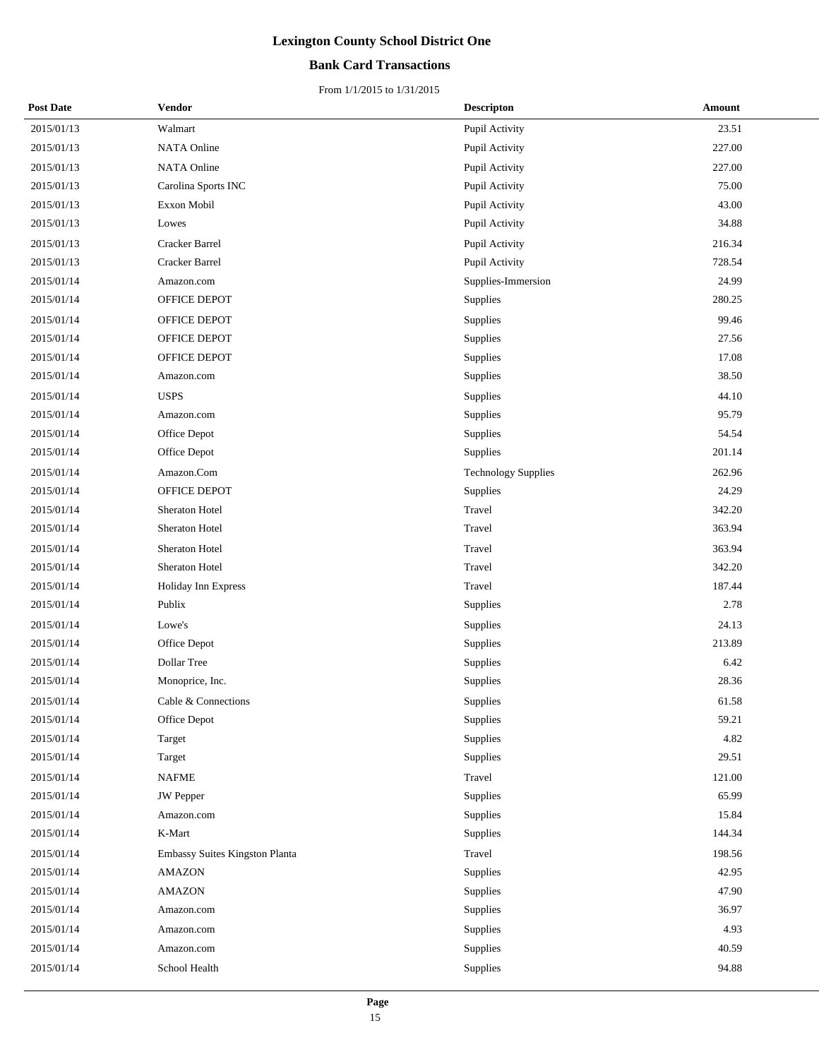# Lexington County School District One

## Bank Card Transactions

From 1/1/2015 to 1/31/2015

| Post Date | Vendor | Descripton | Amount |
|---|---|---|---|
| 2015/01/13 | Walmart | Pupil Activity | 23.51 |
| 2015/01/13 | NATA Online | Pupil Activity | 227.00 |
| 2015/01/13 | NATA Online | Pupil Activity | 227.00 |
| 2015/01/13 | Carolina Sports INC | Pupil Activity | 75.00 |
| 2015/01/13 | Exxon Mobil | Pupil Activity | 43.00 |
| 2015/01/13 | Lowes | Pupil Activity | 34.88 |
| 2015/01/13 | Cracker Barrel | Pupil Activity | 216.34 |
| 2015/01/13 | Cracker Barrel | Pupil Activity | 728.54 |
| 2015/01/14 | Amazon.com | Supplies-Immersion | 24.99 |
| 2015/01/14 | OFFICE DEPOT | Supplies | 280.25 |
| 2015/01/14 | OFFICE DEPOT | Supplies | 99.46 |
| 2015/01/14 | OFFICE DEPOT | Supplies | 27.56 |
| 2015/01/14 | OFFICE DEPOT | Supplies | 17.08 |
| 2015/01/14 | Amazon.com | Supplies | 38.50 |
| 2015/01/14 | USPS | Supplies | 44.10 |
| 2015/01/14 | Amazon.com | Supplies | 95.79 |
| 2015/01/14 | Office Depot | Supplies | 54.54 |
| 2015/01/14 | Office Depot | Supplies | 201.14 |
| 2015/01/14 | Amazon.Com | Technology Supplies | 262.96 |
| 2015/01/14 | OFFICE DEPOT | Supplies | 24.29 |
| 2015/01/14 | Sheraton Hotel | Travel | 342.20 |
| 2015/01/14 | Sheraton Hotel | Travel | 363.94 |
| 2015/01/14 | Sheraton Hotel | Travel | 363.94 |
| 2015/01/14 | Sheraton Hotel | Travel | 342.20 |
| 2015/01/14 | Holiday Inn Express | Travel | 187.44 |
| 2015/01/14 | Publix | Supplies | 2.78 |
| 2015/01/14 | Lowe's | Supplies | 24.13 |
| 2015/01/14 | Office Depot | Supplies | 213.89 |
| 2015/01/14 | Dollar Tree | Supplies | 6.42 |
| 2015/01/14 | Monoprice, Inc. | Supplies | 28.36 |
| 2015/01/14 | Cable & Connections | Supplies | 61.58 |
| 2015/01/14 | Office Depot | Supplies | 59.21 |
| 2015/01/14 | Target | Supplies | 4.82 |
| 2015/01/14 | Target | Supplies | 29.51 |
| 2015/01/14 | NAFME | Travel | 121.00 |
| 2015/01/14 | JW Pepper | Supplies | 65.99 |
| 2015/01/14 | Amazon.com | Supplies | 15.84 |
| 2015/01/14 | K-Mart | Supplies | 144.34 |
| 2015/01/14 | Embassy Suites Kingston Planta | Travel | 198.56 |
| 2015/01/14 | AMAZON | Supplies | 42.95 |
| 2015/01/14 | AMAZON | Supplies | 47.90 |
| 2015/01/14 | Amazon.com | Supplies | 36.97 |
| 2015/01/14 | Amazon.com | Supplies | 4.93 |
| 2015/01/14 | Amazon.com | Supplies | 40.59 |
| 2015/01/14 | School Health | Supplies | 94.88 |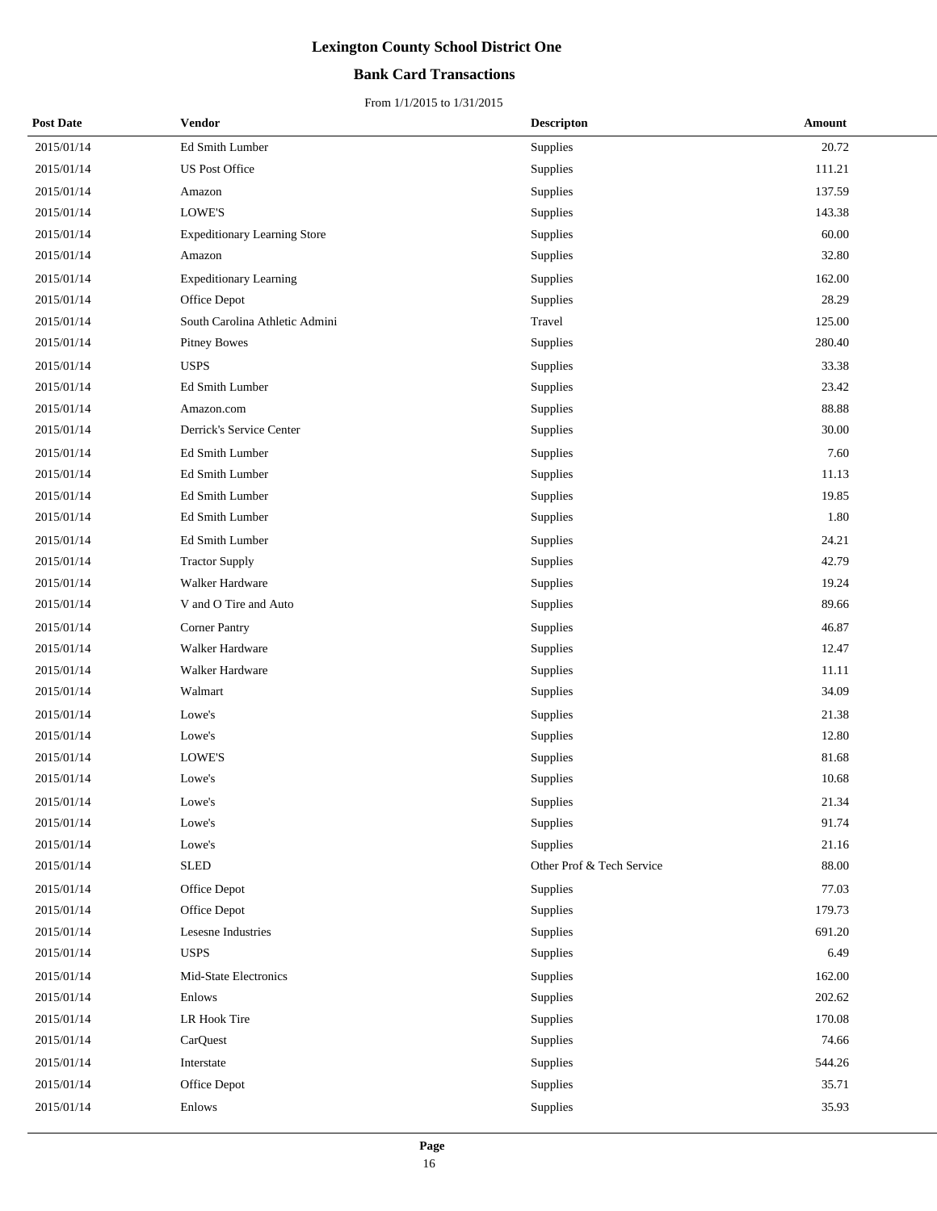# Lexington County School District One

## Bank Card Transactions

From 1/1/2015 to 1/31/2015

| Post Date | Vendor | Descripton | Amount |
|---|---|---|---|
| 2015/01/14 | Ed Smith Lumber | Supplies | 20.72 |
| 2015/01/14 | US Post Office | Supplies | 111.21 |
| 2015/01/14 | Amazon | Supplies | 137.59 |
| 2015/01/14 | LOWE'S | Supplies | 143.38 |
| 2015/01/14 | Expeditionary Learning Store | Supplies | 60.00 |
| 2015/01/14 | Amazon | Supplies | 32.80 |
| 2015/01/14 | Expeditionary Learning | Supplies | 162.00 |
| 2015/01/14 | Office Depot | Supplies | 28.29 |
| 2015/01/14 | South Carolina Athletic Admini | Travel | 125.00 |
| 2015/01/14 | Pitney Bowes | Supplies | 280.40 |
| 2015/01/14 | USPS | Supplies | 33.38 |
| 2015/01/14 | Ed Smith Lumber | Supplies | 23.42 |
| 2015/01/14 | Amazon.com | Supplies | 88.88 |
| 2015/01/14 | Derrick's Service Center | Supplies | 30.00 |
| 2015/01/14 | Ed Smith Lumber | Supplies | 7.60 |
| 2015/01/14 | Ed Smith Lumber | Supplies | 11.13 |
| 2015/01/14 | Ed Smith Lumber | Supplies | 19.85 |
| 2015/01/14 | Ed Smith Lumber | Supplies | 1.80 |
| 2015/01/14 | Ed Smith Lumber | Supplies | 24.21 |
| 2015/01/14 | Tractor Supply | Supplies | 42.79 |
| 2015/01/14 | Walker Hardware | Supplies | 19.24 |
| 2015/01/14 | V and O Tire and Auto | Supplies | 89.66 |
| 2015/01/14 | Corner Pantry | Supplies | 46.87 |
| 2015/01/14 | Walker Hardware | Supplies | 12.47 |
| 2015/01/14 | Walker Hardware | Supplies | 11.11 |
| 2015/01/14 | Walmart | Supplies | 34.09 |
| 2015/01/14 | Lowe's | Supplies | 21.38 |
| 2015/01/14 | Lowe's | Supplies | 12.80 |
| 2015/01/14 | LOWE'S | Supplies | 81.68 |
| 2015/01/14 | Lowe's | Supplies | 10.68 |
| 2015/01/14 | Lowe's | Supplies | 21.34 |
| 2015/01/14 | Lowe's | Supplies | 91.74 |
| 2015/01/14 | Lowe's | Supplies | 21.16 |
| 2015/01/14 | SLED | Other Prof & Tech Service | 88.00 |
| 2015/01/14 | Office Depot | Supplies | 77.03 |
| 2015/01/14 | Office Depot | Supplies | 179.73 |
| 2015/01/14 | Lesesne Industries | Supplies | 691.20 |
| 2015/01/14 | USPS | Supplies | 6.49 |
| 2015/01/14 | Mid-State Electronics | Supplies | 162.00 |
| 2015/01/14 | Enlows | Supplies | 202.62 |
| 2015/01/14 | LR Hook Tire | Supplies | 170.08 |
| 2015/01/14 | CarQuest | Supplies | 74.66 |
| 2015/01/14 | Interstate | Supplies | 544.26 |
| 2015/01/14 | Office Depot | Supplies | 35.71 |
| 2015/01/14 | Enlows | Supplies | 35.93 |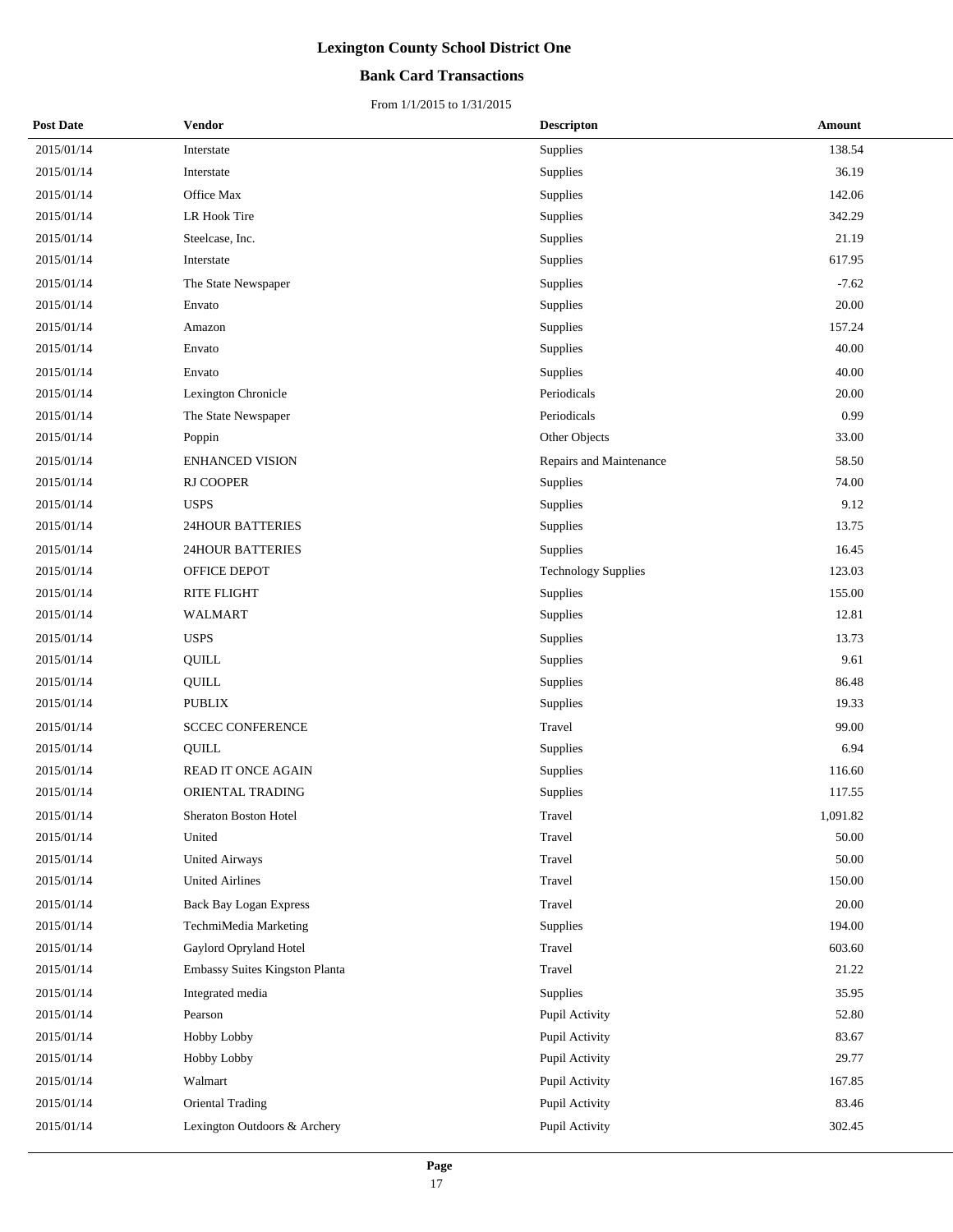# Lexington County School District One

## Bank Card Transactions

From 1/1/2015 to 1/31/2015

| Post Date | Vendor | Descripton | Amount |
|---|---|---|---|
| 2015/01/14 | Interstate | Supplies | 138.54 |
| 2015/01/14 | Interstate | Supplies | 36.19 |
| 2015/01/14 | Office Max | Supplies | 142.06 |
| 2015/01/14 | LR Hook Tire | Supplies | 342.29 |
| 2015/01/14 | Steelcase, Inc. | Supplies | 21.19 |
| 2015/01/14 | Interstate | Supplies | 617.95 |
| 2015/01/14 | The State Newspaper | Supplies | -7.62 |
| 2015/01/14 | Envato | Supplies | 20.00 |
| 2015/01/14 | Amazon | Supplies | 157.24 |
| 2015/01/14 | Envato | Supplies | 40.00 |
| 2015/01/14 | Envato | Supplies | 40.00 |
| 2015/01/14 | Lexington Chronicle | Periodicals | 20.00 |
| 2015/01/14 | The State Newspaper | Periodicals | 0.99 |
| 2015/01/14 | Poppin | Other Objects | 33.00 |
| 2015/01/14 | ENHANCED VISION | Repairs and Maintenance | 58.50 |
| 2015/01/14 | RJ COOPER | Supplies | 74.00 |
| 2015/01/14 | USPS | Supplies | 9.12 |
| 2015/01/14 | 24HOUR BATTERIES | Supplies | 13.75 |
| 2015/01/14 | 24HOUR BATTERIES | Supplies | 16.45 |
| 2015/01/14 | OFFICE DEPOT | Technology Supplies | 123.03 |
| 2015/01/14 | RITE FLIGHT | Supplies | 155.00 |
| 2015/01/14 | WALMART | Supplies | 12.81 |
| 2015/01/14 | USPS | Supplies | 13.73 |
| 2015/01/14 | QUILL | Supplies | 9.61 |
| 2015/01/14 | QUILL | Supplies | 86.48 |
| 2015/01/14 | PUBLIX | Supplies | 19.33 |
| 2015/01/14 | SCCEC CONFERENCE | Travel | 99.00 |
| 2015/01/14 | QUILL | Supplies | 6.94 |
| 2015/01/14 | READ IT ONCE AGAIN | Supplies | 116.60 |
| 2015/01/14 | ORIENTAL TRADING | Supplies | 117.55 |
| 2015/01/14 | Sheraton Boston Hotel | Travel | 1,091.82 |
| 2015/01/14 | United | Travel | 50.00 |
| 2015/01/14 | United Airways | Travel | 50.00 |
| 2015/01/14 | United Airlines | Travel | 150.00 |
| 2015/01/14 | Back Bay Logan Express | Travel | 20.00 |
| 2015/01/14 | TechmiMedia Marketing | Supplies | 194.00 |
| 2015/01/14 | Gaylord Opryland Hotel | Travel | 603.60 |
| 2015/01/14 | Embassy Suites Kingston Planta | Travel | 21.22 |
| 2015/01/14 | Integrated media | Supplies | 35.95 |
| 2015/01/14 | Pearson | Pupil Activity | 52.80 |
| 2015/01/14 | Hobby Lobby | Pupil Activity | 83.67 |
| 2015/01/14 | Hobby Lobby | Pupil Activity | 29.77 |
| 2015/01/14 | Walmart | Pupil Activity | 167.85 |
| 2015/01/14 | Oriental Trading | Pupil Activity | 83.46 |
| 2015/01/14 | Lexington Outdoors & Archery | Pupil Activity | 302.45 |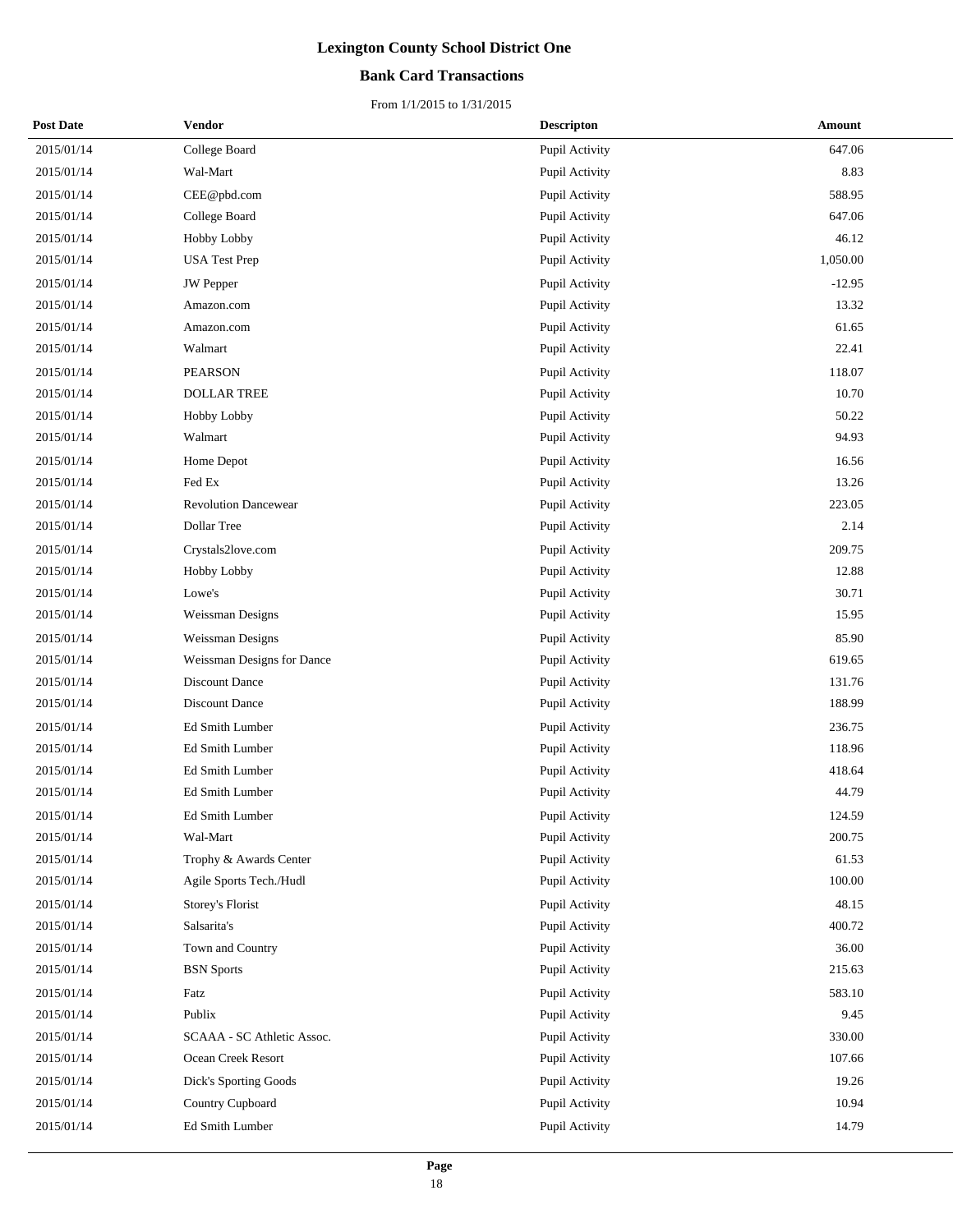# Lexington County School District One

## Bank Card Transactions

From 1/1/2015 to 1/31/2015

| Post Date | Vendor | Descripton | Amount |
|---|---|---|---|
| 2015/01/14 | College Board | Pupil Activity | 647.06 |
| 2015/01/14 | Wal-Mart | Pupil Activity | 8.83 |
| 2015/01/14 | CEE@pbd.com | Pupil Activity | 588.95 |
| 2015/01/14 | College Board | Pupil Activity | 647.06 |
| 2015/01/14 | Hobby Lobby | Pupil Activity | 46.12 |
| 2015/01/14 | USA Test Prep | Pupil Activity | 1,050.00 |
| 2015/01/14 | JW Pepper | Pupil Activity | -12.95 |
| 2015/01/14 | Amazon.com | Pupil Activity | 13.32 |
| 2015/01/14 | Amazon.com | Pupil Activity | 61.65 |
| 2015/01/14 | Walmart | Pupil Activity | 22.41 |
| 2015/01/14 | PEARSON | Pupil Activity | 118.07 |
| 2015/01/14 | DOLLAR TREE | Pupil Activity | 10.70 |
| 2015/01/14 | Hobby Lobby | Pupil Activity | 50.22 |
| 2015/01/14 | Walmart | Pupil Activity | 94.93 |
| 2015/01/14 | Home Depot | Pupil Activity | 16.56 |
| 2015/01/14 | Fed Ex | Pupil Activity | 13.26 |
| 2015/01/14 | Revolution Dancewear | Pupil Activity | 223.05 |
| 2015/01/14 | Dollar Tree | Pupil Activity | 2.14 |
| 2015/01/14 | Crystals2love.com | Pupil Activity | 209.75 |
| 2015/01/14 | Hobby Lobby | Pupil Activity | 12.88 |
| 2015/01/14 | Lowe's | Pupil Activity | 30.71 |
| 2015/01/14 | Weissman Designs | Pupil Activity | 15.95 |
| 2015/01/14 | Weissman Designs | Pupil Activity | 85.90 |
| 2015/01/14 | Weissman Designs for Dance | Pupil Activity | 619.65 |
| 2015/01/14 | Discount Dance | Pupil Activity | 131.76 |
| 2015/01/14 | Discount Dance | Pupil Activity | 188.99 |
| 2015/01/14 | Ed Smith Lumber | Pupil Activity | 236.75 |
| 2015/01/14 | Ed Smith Lumber | Pupil Activity | 118.96 |
| 2015/01/14 | Ed Smith Lumber | Pupil Activity | 418.64 |
| 2015/01/14 | Ed Smith Lumber | Pupil Activity | 44.79 |
| 2015/01/14 | Ed Smith Lumber | Pupil Activity | 124.59 |
| 2015/01/14 | Wal-Mart | Pupil Activity | 200.75 |
| 2015/01/14 | Trophy & Awards Center | Pupil Activity | 61.53 |
| 2015/01/14 | Agile Sports Tech./Hudl | Pupil Activity | 100.00 |
| 2015/01/14 | Storey's Florist | Pupil Activity | 48.15 |
| 2015/01/14 | Salsarita's | Pupil Activity | 400.72 |
| 2015/01/14 | Town and Country | Pupil Activity | 36.00 |
| 2015/01/14 | BSN Sports | Pupil Activity | 215.63 |
| 2015/01/14 | Fatz | Pupil Activity | 583.10 |
| 2015/01/14 | Publix | Pupil Activity | 9.45 |
| 2015/01/14 | SCAAA - SC Athletic Assoc. | Pupil Activity | 330.00 |
| 2015/01/14 | Ocean Creek Resort | Pupil Activity | 107.66 |
| 2015/01/14 | Dick's Sporting Goods | Pupil Activity | 19.26 |
| 2015/01/14 | Country Cupboard | Pupil Activity | 10.94 |
| 2015/01/14 | Ed Smith Lumber | Pupil Activity | 14.79 |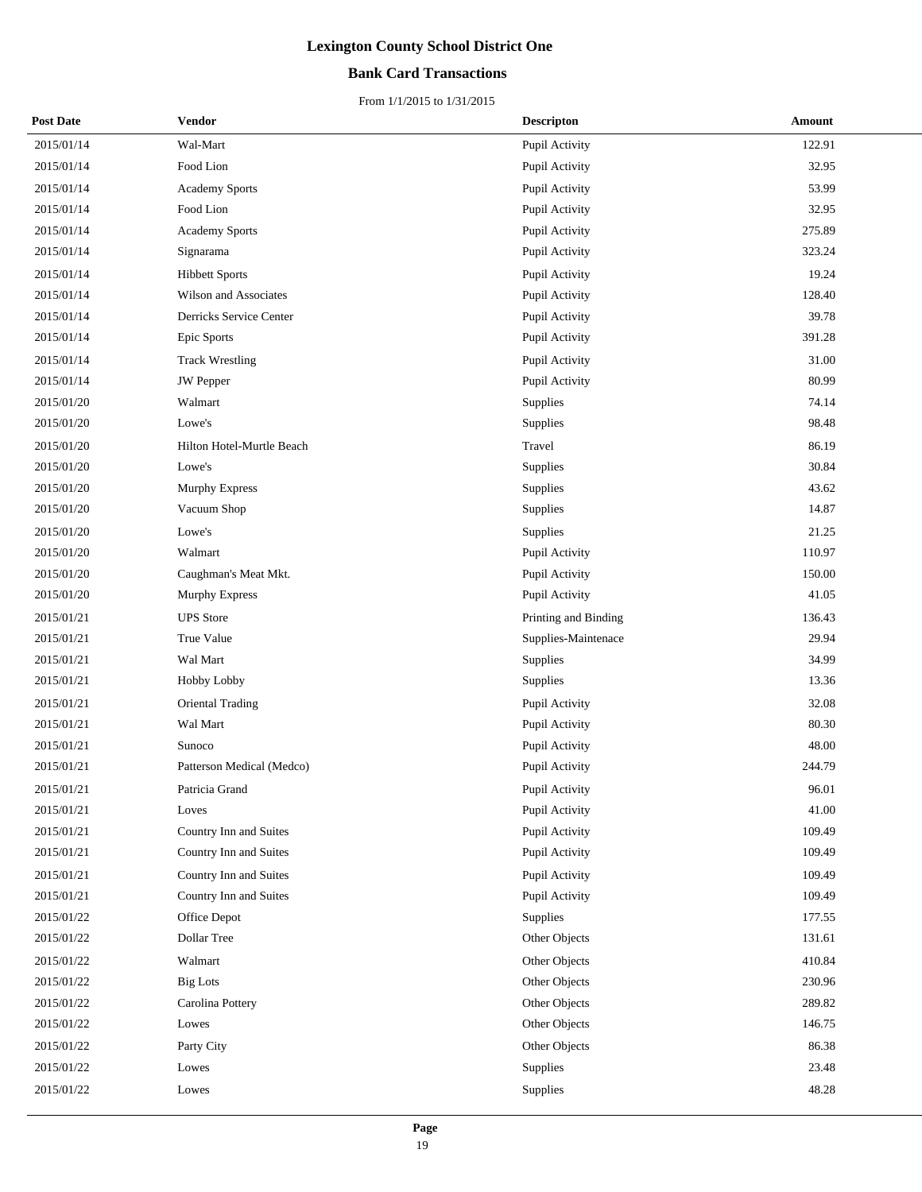# Lexington County School District One

## Bank Card Transactions

From 1/1/2015 to 1/31/2015

| Post Date | Vendor | Descripton | Amount |
|---|---|---|---|
| 2015/01/14 | Wal-Mart | Pupil Activity | 122.91 |
| 2015/01/14 | Food Lion | Pupil Activity | 32.95 |
| 2015/01/14 | Academy Sports | Pupil Activity | 53.99 |
| 2015/01/14 | Food Lion | Pupil Activity | 32.95 |
| 2015/01/14 | Academy Sports | Pupil Activity | 275.89 |
| 2015/01/14 | Signarama | Pupil Activity | 323.24 |
| 2015/01/14 | Hibbett Sports | Pupil Activity | 19.24 |
| 2015/01/14 | Wilson and Associates | Pupil Activity | 128.40 |
| 2015/01/14 | Derricks Service Center | Pupil Activity | 39.78 |
| 2015/01/14 | Epic Sports | Pupil Activity | 391.28 |
| 2015/01/14 | Track Wrestling | Pupil Activity | 31.00 |
| 2015/01/14 | JW Pepper | Pupil Activity | 80.99 |
| 2015/01/20 | Walmart | Supplies | 74.14 |
| 2015/01/20 | Lowe's | Supplies | 98.48 |
| 2015/01/20 | Hilton Hotel-Murtle Beach | Travel | 86.19 |
| 2015/01/20 | Lowe's | Supplies | 30.84 |
| 2015/01/20 | Murphy Express | Supplies | 43.62 |
| 2015/01/20 | Vacuum Shop | Supplies | 14.87 |
| 2015/01/20 | Lowe's | Supplies | 21.25 |
| 2015/01/20 | Walmart | Pupil Activity | 110.97 |
| 2015/01/20 | Caughman's Meat Mkt. | Pupil Activity | 150.00 |
| 2015/01/20 | Murphy Express | Pupil Activity | 41.05 |
| 2015/01/21 | UPS Store | Printing and Binding | 136.43 |
| 2015/01/21 | True Value | Supplies-Maintenace | 29.94 |
| 2015/01/21 | Wal Mart | Supplies | 34.99 |
| 2015/01/21 | Hobby Lobby | Supplies | 13.36 |
| 2015/01/21 | Oriental Trading | Pupil Activity | 32.08 |
| 2015/01/21 | Wal Mart | Pupil Activity | 80.30 |
| 2015/01/21 | Sunoco | Pupil Activity | 48.00 |
| 2015/01/21 | Patterson Medical (Medco) | Pupil Activity | 244.79 |
| 2015/01/21 | Patricia Grand | Pupil Activity | 96.01 |
| 2015/01/21 | Loves | Pupil Activity | 41.00 |
| 2015/01/21 | Country Inn and Suites | Pupil Activity | 109.49 |
| 2015/01/21 | Country Inn and Suites | Pupil Activity | 109.49 |
| 2015/01/21 | Country Inn and Suites | Pupil Activity | 109.49 |
| 2015/01/21 | Country Inn and Suites | Pupil Activity | 109.49 |
| 2015/01/22 | Office Depot | Supplies | 177.55 |
| 2015/01/22 | Dollar Tree | Other Objects | 131.61 |
| 2015/01/22 | Walmart | Other Objects | 410.84 |
| 2015/01/22 | Big Lots | Other Objects | 230.96 |
| 2015/01/22 | Carolina Pottery | Other Objects | 289.82 |
| 2015/01/22 | Lowes | Other Objects | 146.75 |
| 2015/01/22 | Party City | Other Objects | 86.38 |
| 2015/01/22 | Lowes | Supplies | 23.48 |
| 2015/01/22 | Lowes | Supplies | 48.28 |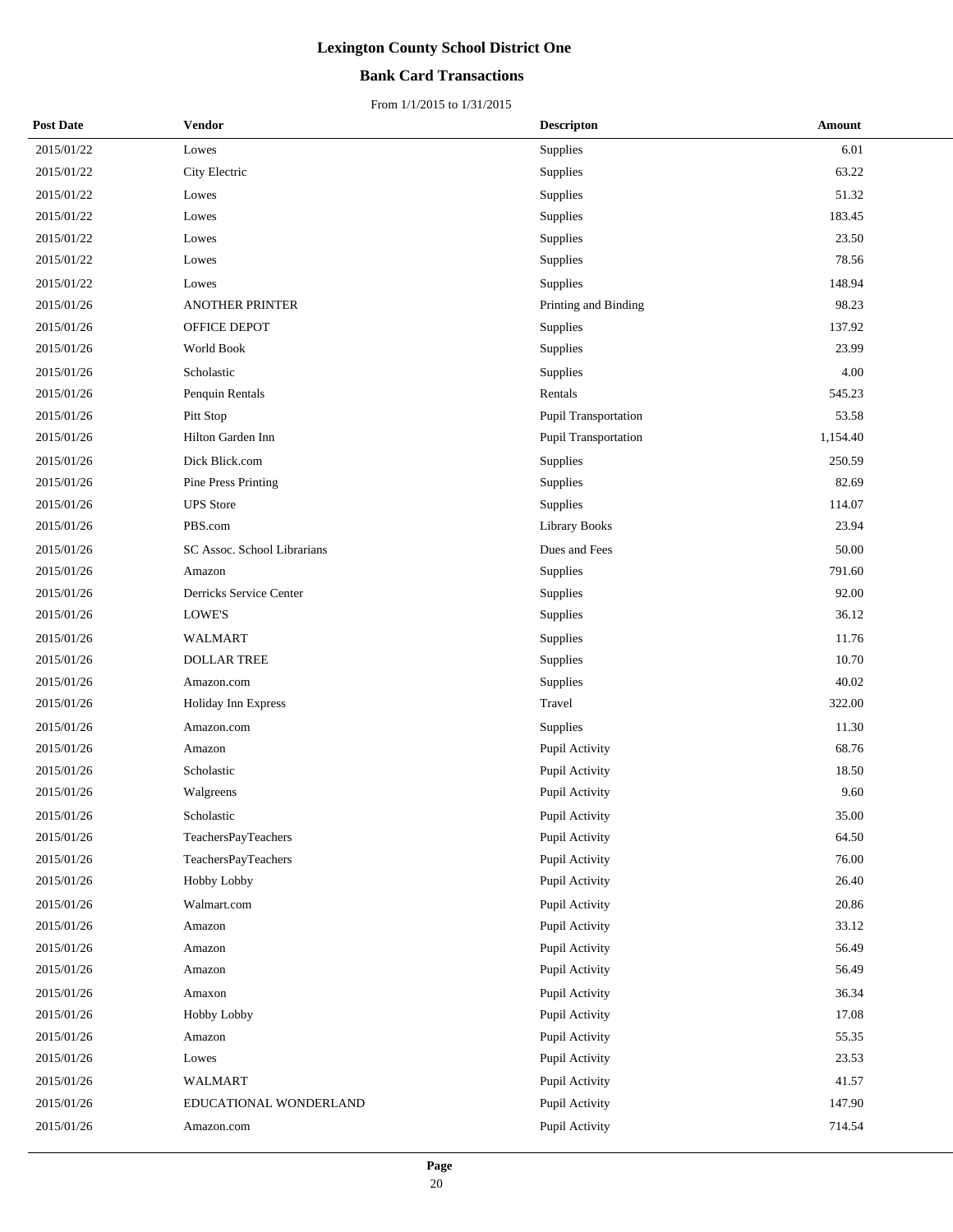# Lexington County School District One

## Bank Card Transactions

From 1/1/2015 to 1/31/2015

| Post Date | Vendor | Descripton | Amount |
|---|---|---|---|
| 2015/01/22 | Lowes | Supplies | 6.01 |
| 2015/01/22 | City Electric | Supplies | 63.22 |
| 2015/01/22 | Lowes | Supplies | 51.32 |
| 2015/01/22 | Lowes | Supplies | 183.45 |
| 2015/01/22 | Lowes | Supplies | 23.50 |
| 2015/01/22 | Lowes | Supplies | 78.56 |
| 2015/01/22 | Lowes | Supplies | 148.94 |
| 2015/01/26 | ANOTHER PRINTER | Printing and Binding | 98.23 |
| 2015/01/26 | OFFICE DEPOT | Supplies | 137.92 |
| 2015/01/26 | World Book | Supplies | 23.99 |
| 2015/01/26 | Scholastic | Supplies | 4.00 |
| 2015/01/26 | Penquin Rentals | Rentals | 545.23 |
| 2015/01/26 | Pitt Stop | Pupil Transportation | 53.58 |
| 2015/01/26 | Hilton Garden Inn | Pupil Transportation | 1,154.40 |
| 2015/01/26 | Dick Blick.com | Supplies | 250.59 |
| 2015/01/26 | Pine Press Printing | Supplies | 82.69 |
| 2015/01/26 | UPS Store | Supplies | 114.07 |
| 2015/01/26 | PBS.com | Library Books | 23.94 |
| 2015/01/26 | SC Assoc. School Librarians | Dues and Fees | 50.00 |
| 2015/01/26 | Amazon | Supplies | 791.60 |
| 2015/01/26 | Derricks Service Center | Supplies | 92.00 |
| 2015/01/26 | LOWE'S | Supplies | 36.12 |
| 2015/01/26 | WALMART | Supplies | 11.76 |
| 2015/01/26 | DOLLAR TREE | Supplies | 10.70 |
| 2015/01/26 | Amazon.com | Supplies | 40.02 |
| 2015/01/26 | Holiday Inn Express | Travel | 322.00 |
| 2015/01/26 | Amazon.com | Supplies | 11.30 |
| 2015/01/26 | Amazon | Pupil Activity | 68.76 |
| 2015/01/26 | Scholastic | Pupil Activity | 18.50 |
| 2015/01/26 | Walgreens | Pupil Activity | 9.60 |
| 2015/01/26 | Scholastic | Pupil Activity | 35.00 |
| 2015/01/26 | TeachersPayTeachers | Pupil Activity | 64.50 |
| 2015/01/26 | TeachersPayTeachers | Pupil Activity | 76.00 |
| 2015/01/26 | Hobby Lobby | Pupil Activity | 26.40 |
| 2015/01/26 | Walmart.com | Pupil Activity | 20.86 |
| 2015/01/26 | Amazon | Pupil Activity | 33.12 |
| 2015/01/26 | Amazon | Pupil Activity | 56.49 |
| 2015/01/26 | Amazon | Pupil Activity | 56.49 |
| 2015/01/26 | Amaxon | Pupil Activity | 36.34 |
| 2015/01/26 | Hobby Lobby | Pupil Activity | 17.08 |
| 2015/01/26 | Amazon | Pupil Activity | 55.35 |
| 2015/01/26 | Lowes | Pupil Activity | 23.53 |
| 2015/01/26 | WALMART | Pupil Activity | 41.57 |
| 2015/01/26 | EDUCATIONAL WONDERLAND | Pupil Activity | 147.90 |
| 2015/01/26 | Amazon.com | Pupil Activity | 714.54 |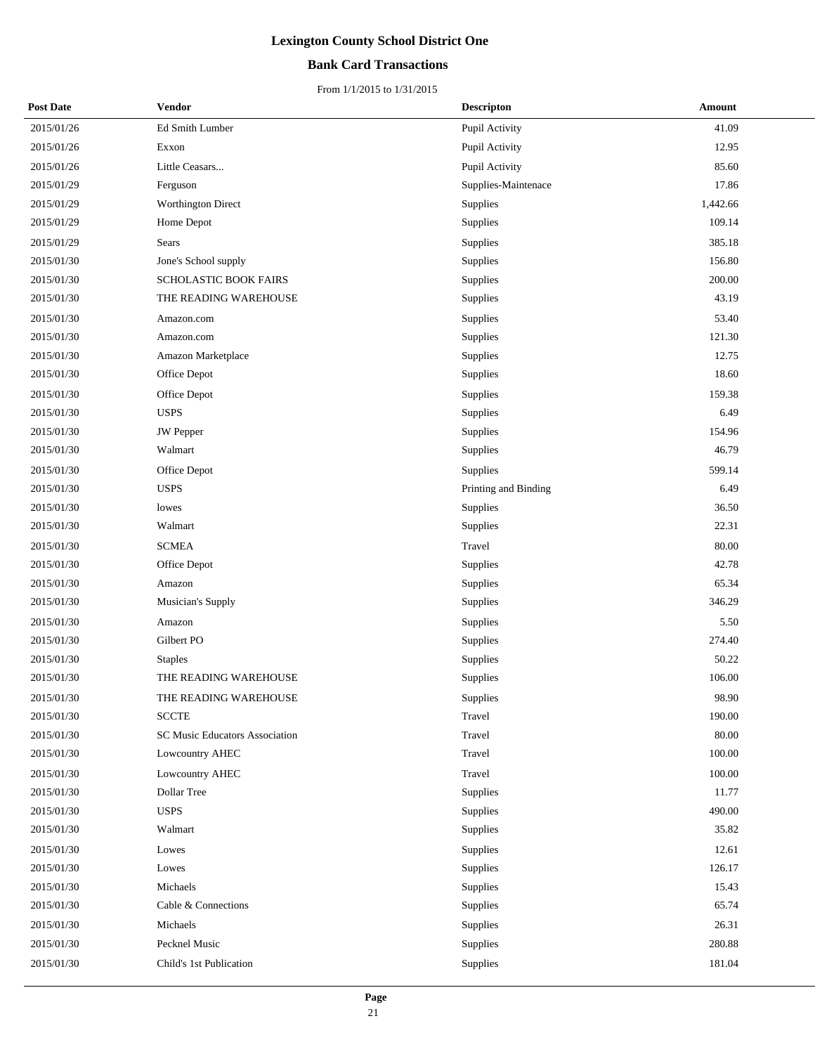# Lexington County School District One

## Bank Card Transactions

From 1/1/2015 to 1/31/2015

| Post Date | Vendor | Descripton | Amount |
|---|---|---|---|
| 2015/01/26 | Ed Smith Lumber | Pupil Activity | 41.09 |
| 2015/01/26 | Exxon | Pupil Activity | 12.95 |
| 2015/01/26 | Little Ceasars... | Pupil Activity | 85.60 |
| 2015/01/29 | Ferguson | Supplies-Maintenace | 17.86 |
| 2015/01/29 | Worthington Direct | Supplies | 1,442.66 |
| 2015/01/29 | Home Depot | Supplies | 109.14 |
| 2015/01/29 | Sears | Supplies | 385.18 |
| 2015/01/30 | Jone's School supply | Supplies | 156.80 |
| 2015/01/30 | SCHOLASTIC BOOK FAIRS | Supplies | 200.00 |
| 2015/01/30 | THE READING WAREHOUSE | Supplies | 43.19 |
| 2015/01/30 | Amazon.com | Supplies | 53.40 |
| 2015/01/30 | Amazon.com | Supplies | 121.30 |
| 2015/01/30 | Amazon Marketplace | Supplies | 12.75 |
| 2015/01/30 | Office Depot | Supplies | 18.60 |
| 2015/01/30 | Office Depot | Supplies | 159.38 |
| 2015/01/30 | USPS | Supplies | 6.49 |
| 2015/01/30 | JW Pepper | Supplies | 154.96 |
| 2015/01/30 | Walmart | Supplies | 46.79 |
| 2015/01/30 | Office Depot | Supplies | 599.14 |
| 2015/01/30 | USPS | Printing and Binding | 6.49 |
| 2015/01/30 | lowes | Supplies | 36.50 |
| 2015/01/30 | Walmart | Supplies | 22.31 |
| 2015/01/30 | SCMEA | Travel | 80.00 |
| 2015/01/30 | Office Depot | Supplies | 42.78 |
| 2015/01/30 | Amazon | Supplies | 65.34 |
| 2015/01/30 | Musician's Supply | Supplies | 346.29 |
| 2015/01/30 | Amazon | Supplies | 5.50 |
| 2015/01/30 | Gilbert PO | Supplies | 274.40 |
| 2015/01/30 | Staples | Supplies | 50.22 |
| 2015/01/30 | THE READING WAREHOUSE | Supplies | 106.00 |
| 2015/01/30 | THE READING WAREHOUSE | Supplies | 98.90 |
| 2015/01/30 | SCCTE | Travel | 190.00 |
| 2015/01/30 | SC Music Educators Association | Travel | 80.00 |
| 2015/01/30 | Lowcountry AHEC | Travel | 100.00 |
| 2015/01/30 | Lowcountry AHEC | Travel | 100.00 |
| 2015/01/30 | Dollar Tree | Supplies | 11.77 |
| 2015/01/30 | USPS | Supplies | 490.00 |
| 2015/01/30 | Walmart | Supplies | 35.82 |
| 2015/01/30 | Lowes | Supplies | 12.61 |
| 2015/01/30 | Lowes | Supplies | 126.17 |
| 2015/01/30 | Michaels | Supplies | 15.43 |
| 2015/01/30 | Cable & Connections | Supplies | 65.74 |
| 2015/01/30 | Michaels | Supplies | 26.31 |
| 2015/01/30 | Pecknel Music | Supplies | 280.88 |
| 2015/01/30 | Child's 1st Publication | Supplies | 181.04 |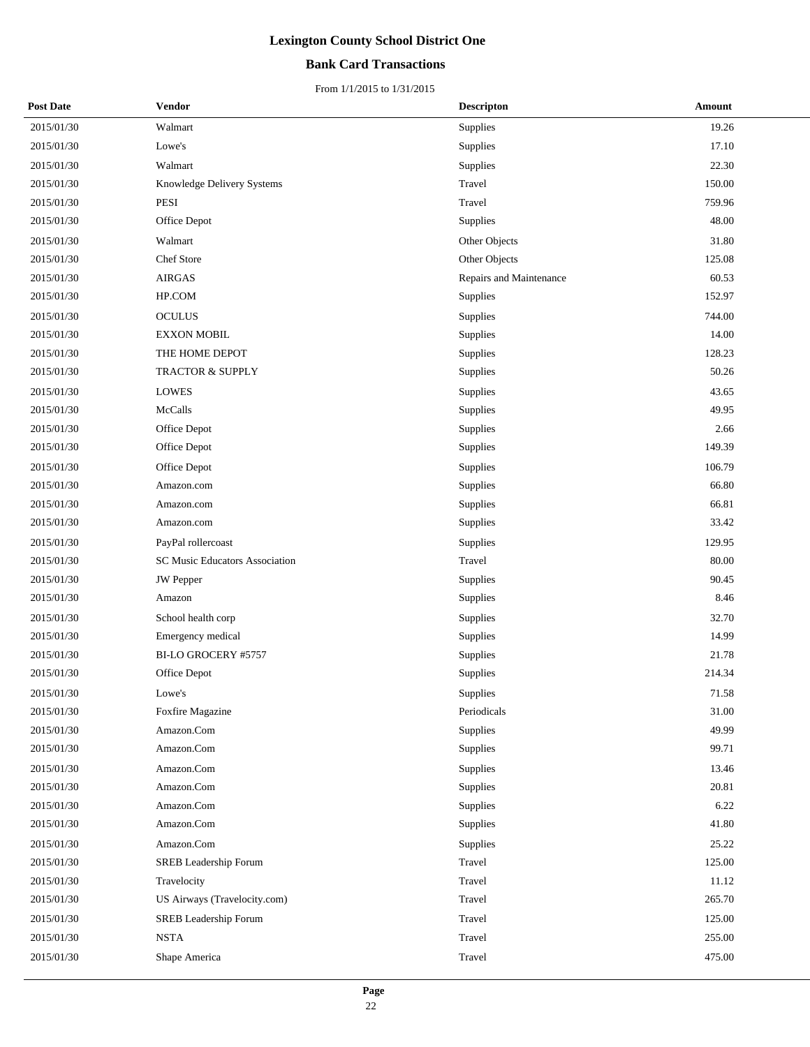# Lexington County School District One

## Bank Card Transactions

From 1/1/2015 to 1/31/2015

| Post Date | Vendor | Descripton | Amount |
|---|---|---|---|
| 2015/01/30 | Walmart | Supplies | 19.26 |
| 2015/01/30 | Lowe's | Supplies | 17.10 |
| 2015/01/30 | Walmart | Supplies | 22.30 |
| 2015/01/30 | Knowledge Delivery Systems | Travel | 150.00 |
| 2015/01/30 | PESI | Travel | 759.96 |
| 2015/01/30 | Office Depot | Supplies | 48.00 |
| 2015/01/30 | Walmart | Other Objects | 31.80 |
| 2015/01/30 | Chef Store | Other Objects | 125.08 |
| 2015/01/30 | AIRGAS | Repairs and Maintenance | 60.53 |
| 2015/01/30 | HP.COM | Supplies | 152.97 |
| 2015/01/30 | OCULUS | Supplies | 744.00 |
| 2015/01/30 | EXXON MOBIL | Supplies | 14.00 |
| 2015/01/30 | THE HOME DEPOT | Supplies | 128.23 |
| 2015/01/30 | TRACTOR & SUPPLY | Supplies | 50.26 |
| 2015/01/30 | LOWES | Supplies | 43.65 |
| 2015/01/30 | McCalls | Supplies | 49.95 |
| 2015/01/30 | Office Depot | Supplies | 2.66 |
| 2015/01/30 | Office Depot | Supplies | 149.39 |
| 2015/01/30 | Office Depot | Supplies | 106.79 |
| 2015/01/30 | Amazon.com | Supplies | 66.80 |
| 2015/01/30 | Amazon.com | Supplies | 66.81 |
| 2015/01/30 | Amazon.com | Supplies | 33.42 |
| 2015/01/30 | PayPal rollercoast | Supplies | 129.95 |
| 2015/01/30 | SC Music Educators Association | Travel | 80.00 |
| 2015/01/30 | JW Pepper | Supplies | 90.45 |
| 2015/01/30 | Amazon | Supplies | 8.46 |
| 2015/01/30 | School health corp | Supplies | 32.70 |
| 2015/01/30 | Emergency medical | Supplies | 14.99 |
| 2015/01/30 | BI-LO GROCERY #5757 | Supplies | 21.78 |
| 2015/01/30 | Office Depot | Supplies | 214.34 |
| 2015/01/30 | Lowe's | Supplies | 71.58 |
| 2015/01/30 | Foxfire Magazine | Periodicals | 31.00 |
| 2015/01/30 | Amazon.Com | Supplies | 49.99 |
| 2015/01/30 | Amazon.Com | Supplies | 99.71 |
| 2015/01/30 | Amazon.Com | Supplies | 13.46 |
| 2015/01/30 | Amazon.Com | Supplies | 20.81 |
| 2015/01/30 | Amazon.Com | Supplies | 6.22 |
| 2015/01/30 | Amazon.Com | Supplies | 41.80 |
| 2015/01/30 | Amazon.Com | Supplies | 25.22 |
| 2015/01/30 | SREB Leadership Forum | Travel | 125.00 |
| 2015/01/30 | Travelocity | Travel | 11.12 |
| 2015/01/30 | US Airways (Travelocity.com) | Travel | 265.70 |
| 2015/01/30 | SREB Leadership Forum | Travel | 125.00 |
| 2015/01/30 | NSTA | Travel | 255.00 |
| 2015/01/30 | Shape America | Travel | 475.00 |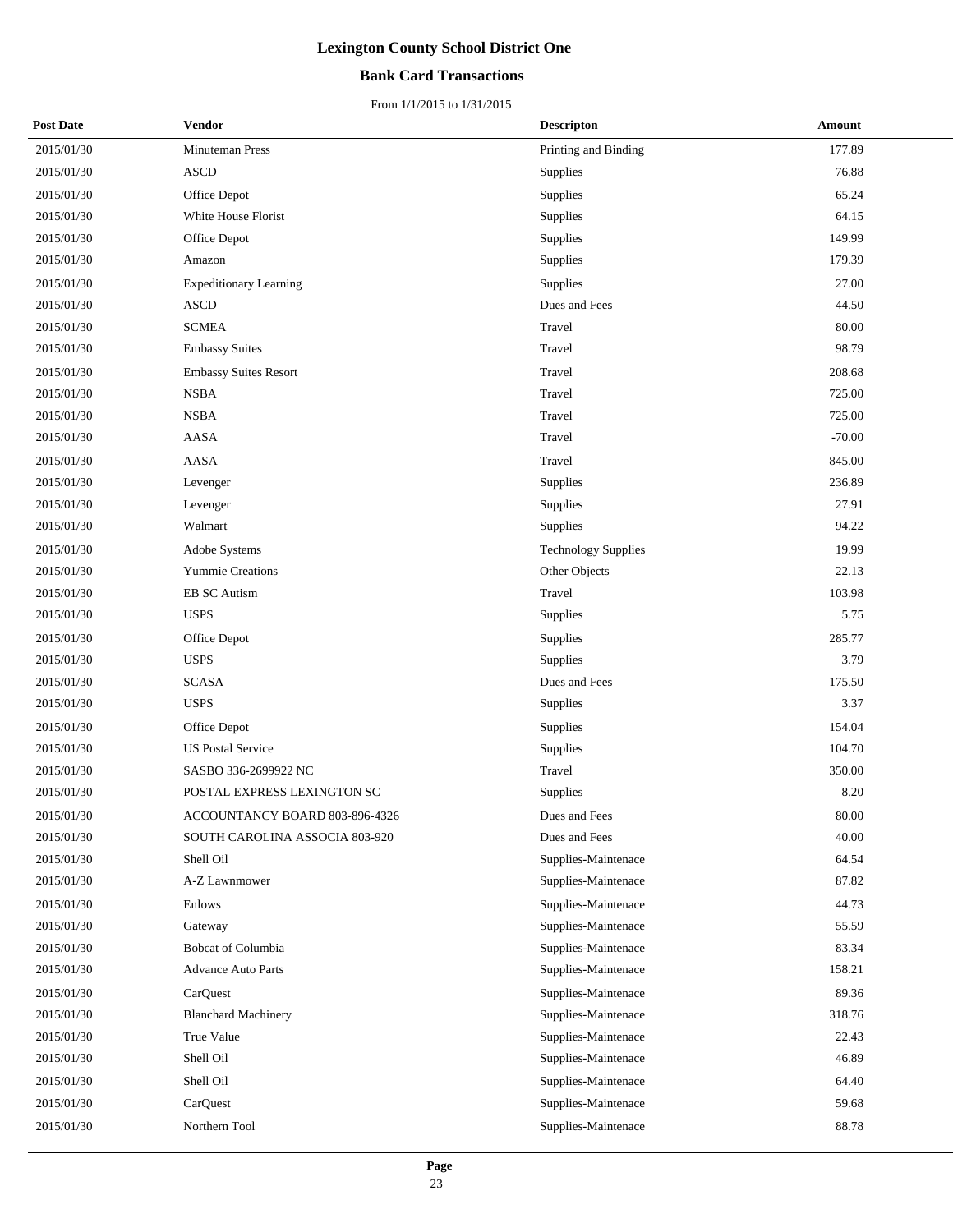# Lexington County School District One

## Bank Card Transactions

From 1/1/2015 to 1/31/2015

| Post Date | Vendor | Descripton | Amount |
|---|---|---|---|
| 2015/01/30 | Minuteman Press | Printing and Binding | 177.89 |
| 2015/01/30 | ASCD | Supplies | 76.88 |
| 2015/01/30 | Office Depot | Supplies | 65.24 |
| 2015/01/30 | White House Florist | Supplies | 64.15 |
| 2015/01/30 | Office Depot | Supplies | 149.99 |
| 2015/01/30 | Amazon | Supplies | 179.39 |
| 2015/01/30 | Expeditionary Learning | Supplies | 27.00 |
| 2015/01/30 | ASCD | Dues and Fees | 44.50 |
| 2015/01/30 | SCMEA | Travel | 80.00 |
| 2015/01/30 | Embassy Suites | Travel | 98.79 |
| 2015/01/30 | Embassy Suites Resort | Travel | 208.68 |
| 2015/01/30 | NSBA | Travel | 725.00 |
| 2015/01/30 | NSBA | Travel | 725.00 |
| 2015/01/30 | AASA | Travel | -70.00 |
| 2015/01/30 | AASA | Travel | 845.00 |
| 2015/01/30 | Levenger | Supplies | 236.89 |
| 2015/01/30 | Levenger | Supplies | 27.91 |
| 2015/01/30 | Walmart | Supplies | 94.22 |
| 2015/01/30 | Adobe Systems | Technology Supplies | 19.99 |
| 2015/01/30 | Yummie Creations | Other Objects | 22.13 |
| 2015/01/30 | EB SC Autism | Travel | 103.98 |
| 2015/01/30 | USPS | Supplies | 5.75 |
| 2015/01/30 | Office Depot | Supplies | 285.77 |
| 2015/01/30 | USPS | Supplies | 3.79 |
| 2015/01/30 | SCASA | Dues and Fees | 175.50 |
| 2015/01/30 | USPS | Supplies | 3.37 |
| 2015/01/30 | Office Depot | Supplies | 154.04 |
| 2015/01/30 | US Postal Service | Supplies | 104.70 |
| 2015/01/30 | SASBO 336-2699922 NC | Travel | 350.00 |
| 2015/01/30 | POSTAL EXPRESS LEXINGTON SC | Supplies | 8.20 |
| 2015/01/30 | ACCOUNTANCY BOARD 803-896-4326 | Dues and Fees | 80.00 |
| 2015/01/30 | SOUTH CAROLINA ASSOCIA 803-920 | Dues and Fees | 40.00 |
| 2015/01/30 | Shell Oil | Supplies-Maintenace | 64.54 |
| 2015/01/30 | A-Z Lawnmower | Supplies-Maintenace | 87.82 |
| 2015/01/30 | Enlows | Supplies-Maintenace | 44.73 |
| 2015/01/30 | Gateway | Supplies-Maintenace | 55.59 |
| 2015/01/30 | Bobcat of Columbia | Supplies-Maintenace | 83.34 |
| 2015/01/30 | Advance Auto Parts | Supplies-Maintenace | 158.21 |
| 2015/01/30 | CarQuest | Supplies-Maintenace | 89.36 |
| 2015/01/30 | Blanchard Machinery | Supplies-Maintenace | 318.76 |
| 2015/01/30 | True Value | Supplies-Maintenace | 22.43 |
| 2015/01/30 | Shell Oil | Supplies-Maintenace | 46.89 |
| 2015/01/30 | Shell Oil | Supplies-Maintenace | 64.40 |
| 2015/01/30 | CarQuest | Supplies-Maintenace | 59.68 |
| 2015/01/30 | Northern Tool | Supplies-Maintenace | 88.78 |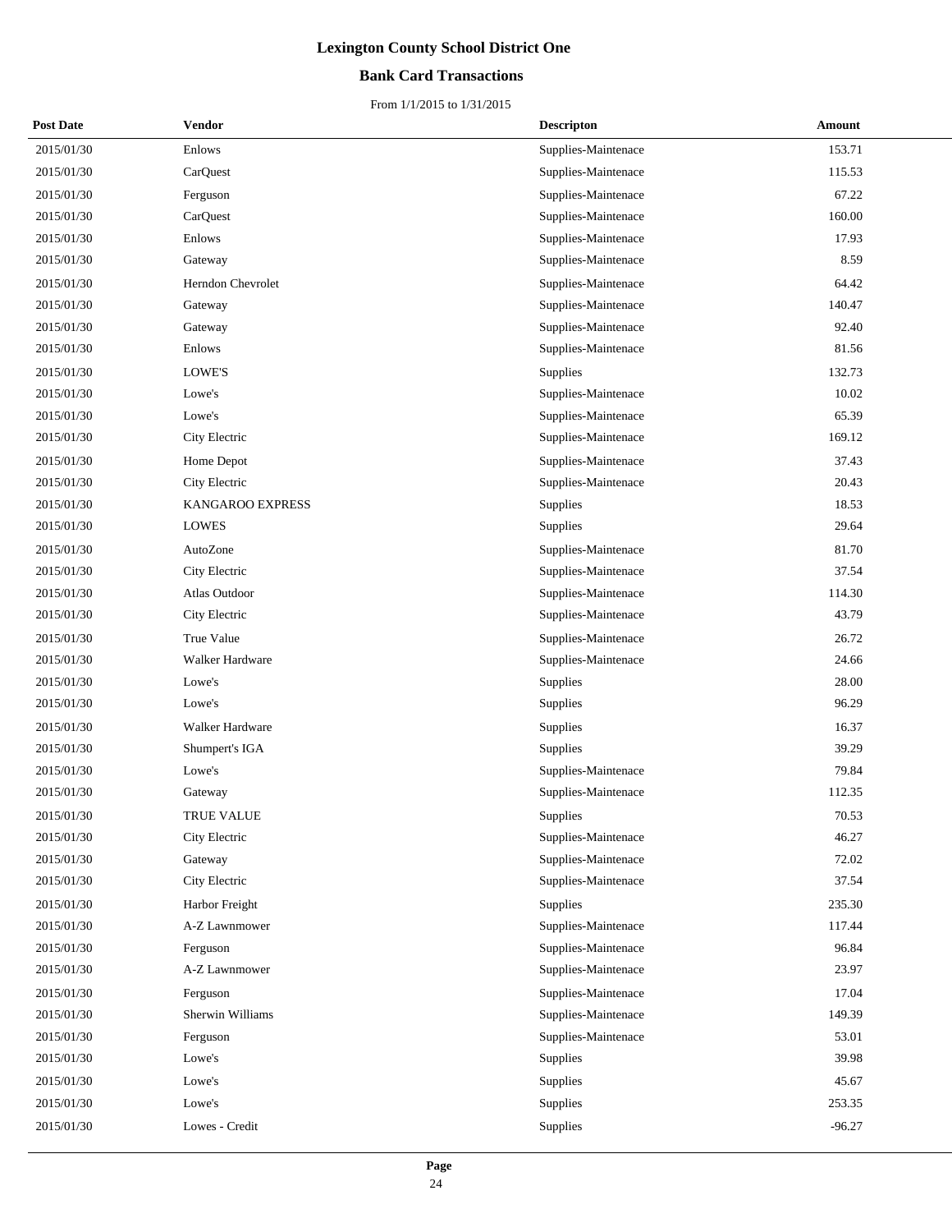# Lexington County School District One

## Bank Card Transactions

From 1/1/2015 to 1/31/2015

| Post Date | Vendor | Descripton | Amount |
|---|---|---|---|
| 2015/01/30 | Enlows | Supplies-Maintenace | 153.71 |
| 2015/01/30 | CarQuest | Supplies-Maintenace | 115.53 |
| 2015/01/30 | Ferguson | Supplies-Maintenace | 67.22 |
| 2015/01/30 | CarQuest | Supplies-Maintenace | 160.00 |
| 2015/01/30 | Enlows | Supplies-Maintenace | 17.93 |
| 2015/01/30 | Gateway | Supplies-Maintenace | 8.59 |
| 2015/01/30 | Herndon Chevrolet | Supplies-Maintenace | 64.42 |
| 2015/01/30 | Gateway | Supplies-Maintenace | 140.47 |
| 2015/01/30 | Gateway | Supplies-Maintenace | 92.40 |
| 2015/01/30 | Enlows | Supplies-Maintenace | 81.56 |
| 2015/01/30 | LOWE'S | Supplies | 132.73 |
| 2015/01/30 | Lowe's | Supplies-Maintenace | 10.02 |
| 2015/01/30 | Lowe's | Supplies-Maintenace | 65.39 |
| 2015/01/30 | City Electric | Supplies-Maintenace | 169.12 |
| 2015/01/30 | Home Depot | Supplies-Maintenace | 37.43 |
| 2015/01/30 | City Electric | Supplies-Maintenace | 20.43 |
| 2015/01/30 | KANGAROO EXPRESS | Supplies | 18.53 |
| 2015/01/30 | LOWES | Supplies | 29.64 |
| 2015/01/30 | AutoZone | Supplies-Maintenace | 81.70 |
| 2015/01/30 | City Electric | Supplies-Maintenace | 37.54 |
| 2015/01/30 | Atlas Outdoor | Supplies-Maintenace | 114.30 |
| 2015/01/30 | City Electric | Supplies-Maintenace | 43.79 |
| 2015/01/30 | True Value | Supplies-Maintenace | 26.72 |
| 2015/01/30 | Walker Hardware | Supplies-Maintenace | 24.66 |
| 2015/01/30 | Lowe's | Supplies | 28.00 |
| 2015/01/30 | Lowe's | Supplies | 96.29 |
| 2015/01/30 | Walker Hardware | Supplies | 16.37 |
| 2015/01/30 | Shumpert's IGA | Supplies | 39.29 |
| 2015/01/30 | Lowe's | Supplies-Maintenace | 79.84 |
| 2015/01/30 | Gateway | Supplies-Maintenace | 112.35 |
| 2015/01/30 | TRUE VALUE | Supplies | 70.53 |
| 2015/01/30 | City Electric | Supplies-Maintenace | 46.27 |
| 2015/01/30 | Gateway | Supplies-Maintenace | 72.02 |
| 2015/01/30 | City Electric | Supplies-Maintenace | 37.54 |
| 2015/01/30 | Harbor Freight | Supplies | 235.30 |
| 2015/01/30 | A-Z Lawnmower | Supplies-Maintenace | 117.44 |
| 2015/01/30 | Ferguson | Supplies-Maintenace | 96.84 |
| 2015/01/30 | A-Z Lawnmower | Supplies-Maintenace | 23.97 |
| 2015/01/30 | Ferguson | Supplies-Maintenace | 17.04 |
| 2015/01/30 | Sherwin Williams | Supplies-Maintenace | 149.39 |
| 2015/01/30 | Ferguson | Supplies-Maintenace | 53.01 |
| 2015/01/30 | Lowe's | Supplies | 39.98 |
| 2015/01/30 | Lowe's | Supplies | 45.67 |
| 2015/01/30 | Lowe's | Supplies | 253.35 |
| 2015/01/30 | Lowes - Credit | Supplies | -96.27 |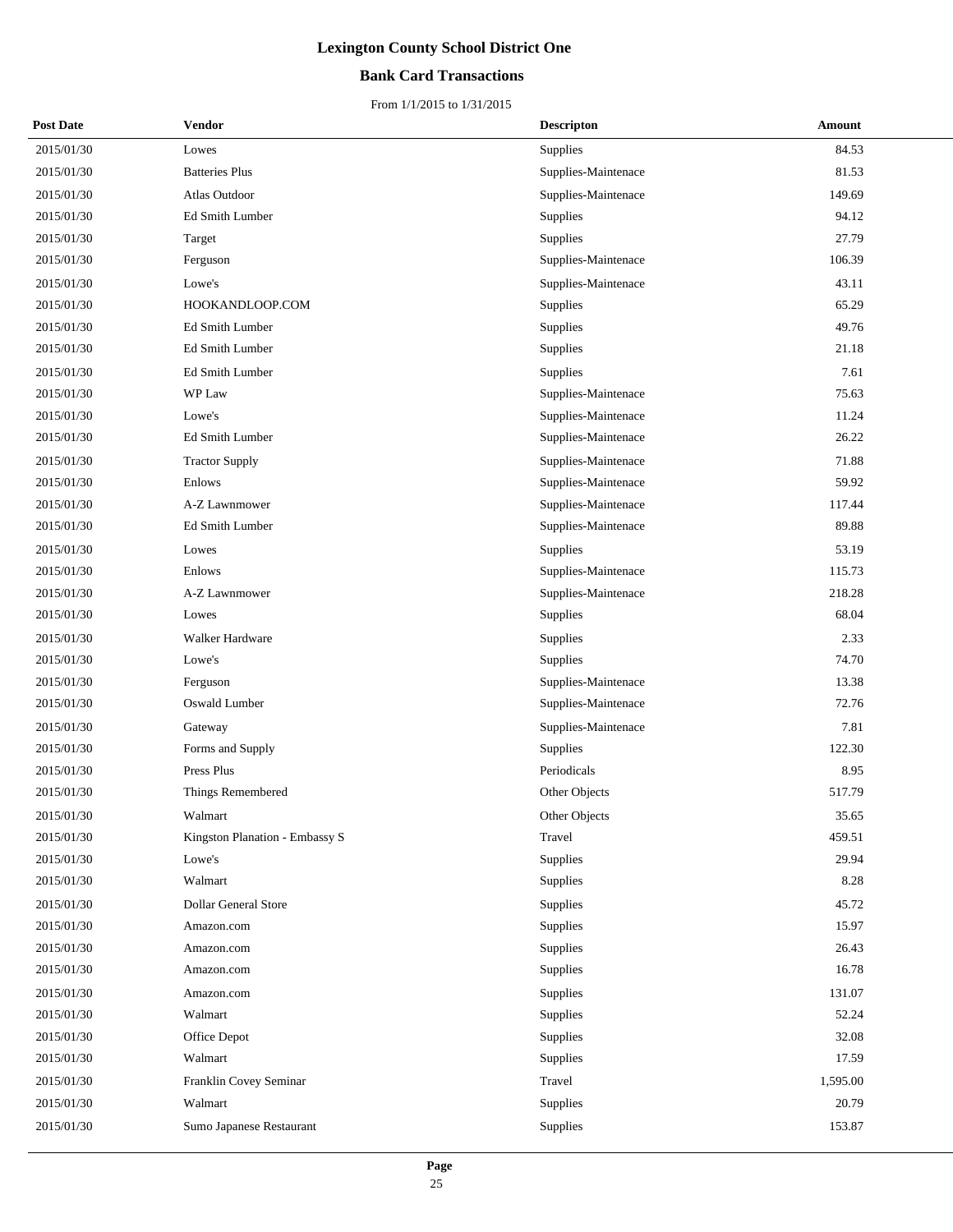# Lexington County School District One

## Bank Card Transactions

From 1/1/2015 to 1/31/2015

| Post Date | Vendor | Descripton | Amount |
|---|---|---|---|
| 2015/01/30 | Lowes | Supplies | 84.53 |
| 2015/01/30 | Batteries Plus | Supplies-Maintenace | 81.53 |
| 2015/01/30 | Atlas Outdoor | Supplies-Maintenace | 149.69 |
| 2015/01/30 | Ed Smith Lumber | Supplies | 94.12 |
| 2015/01/30 | Target | Supplies | 27.79 |
| 2015/01/30 | Ferguson | Supplies-Maintenace | 106.39 |
| 2015/01/30 | Lowe's | Supplies-Maintenace | 43.11 |
| 2015/01/30 | HOOKANDLOOP.COM | Supplies | 65.29 |
| 2015/01/30 | Ed Smith Lumber | Supplies | 49.76 |
| 2015/01/30 | Ed Smith Lumber | Supplies | 21.18 |
| 2015/01/30 | Ed Smith Lumber | Supplies | 7.61 |
| 2015/01/30 | WP Law | Supplies-Maintenace | 75.63 |
| 2015/01/30 | Lowe's | Supplies-Maintenace | 11.24 |
| 2015/01/30 | Ed Smith Lumber | Supplies-Maintenace | 26.22 |
| 2015/01/30 | Tractor Supply | Supplies-Maintenace | 71.88 |
| 2015/01/30 | Enlows | Supplies-Maintenace | 59.92 |
| 2015/01/30 | A-Z Lawnmower | Supplies-Maintenace | 117.44 |
| 2015/01/30 | Ed Smith Lumber | Supplies-Maintenace | 89.88 |
| 2015/01/30 | Lowes | Supplies | 53.19 |
| 2015/01/30 | Enlows | Supplies-Maintenace | 115.73 |
| 2015/01/30 | A-Z Lawnmower | Supplies-Maintenace | 218.28 |
| 2015/01/30 | Lowes | Supplies | 68.04 |
| 2015/01/30 | Walker Hardware | Supplies | 2.33 |
| 2015/01/30 | Lowe's | Supplies | 74.70 |
| 2015/01/30 | Ferguson | Supplies-Maintenace | 13.38 |
| 2015/01/30 | Oswald Lumber | Supplies-Maintenace | 72.76 |
| 2015/01/30 | Gateway | Supplies-Maintenace | 7.81 |
| 2015/01/30 | Forms and Supply | Supplies | 122.30 |
| 2015/01/30 | Press Plus | Periodicals | 8.95 |
| 2015/01/30 | Things Remembered | Other Objects | 517.79 |
| 2015/01/30 | Walmart | Other Objects | 35.65 |
| 2015/01/30 | Kingston Planation - Embassy S | Travel | 459.51 |
| 2015/01/30 | Lowe's | Supplies | 29.94 |
| 2015/01/30 | Walmart | Supplies | 8.28 |
| 2015/01/30 | Dollar General Store | Supplies | 45.72 |
| 2015/01/30 | Amazon.com | Supplies | 15.97 |
| 2015/01/30 | Amazon.com | Supplies | 26.43 |
| 2015/01/30 | Amazon.com | Supplies | 16.78 |
| 2015/01/30 | Amazon.com | Supplies | 131.07 |
| 2015/01/30 | Walmart | Supplies | 52.24 |
| 2015/01/30 | Office Depot | Supplies | 32.08 |
| 2015/01/30 | Walmart | Supplies | 17.59 |
| 2015/01/30 | Franklin Covey Seminar | Travel | 1,595.00 |
| 2015/01/30 | Walmart | Supplies | 20.79 |
| 2015/01/30 | Sumo Japanese Restaurant | Supplies | 153.87 |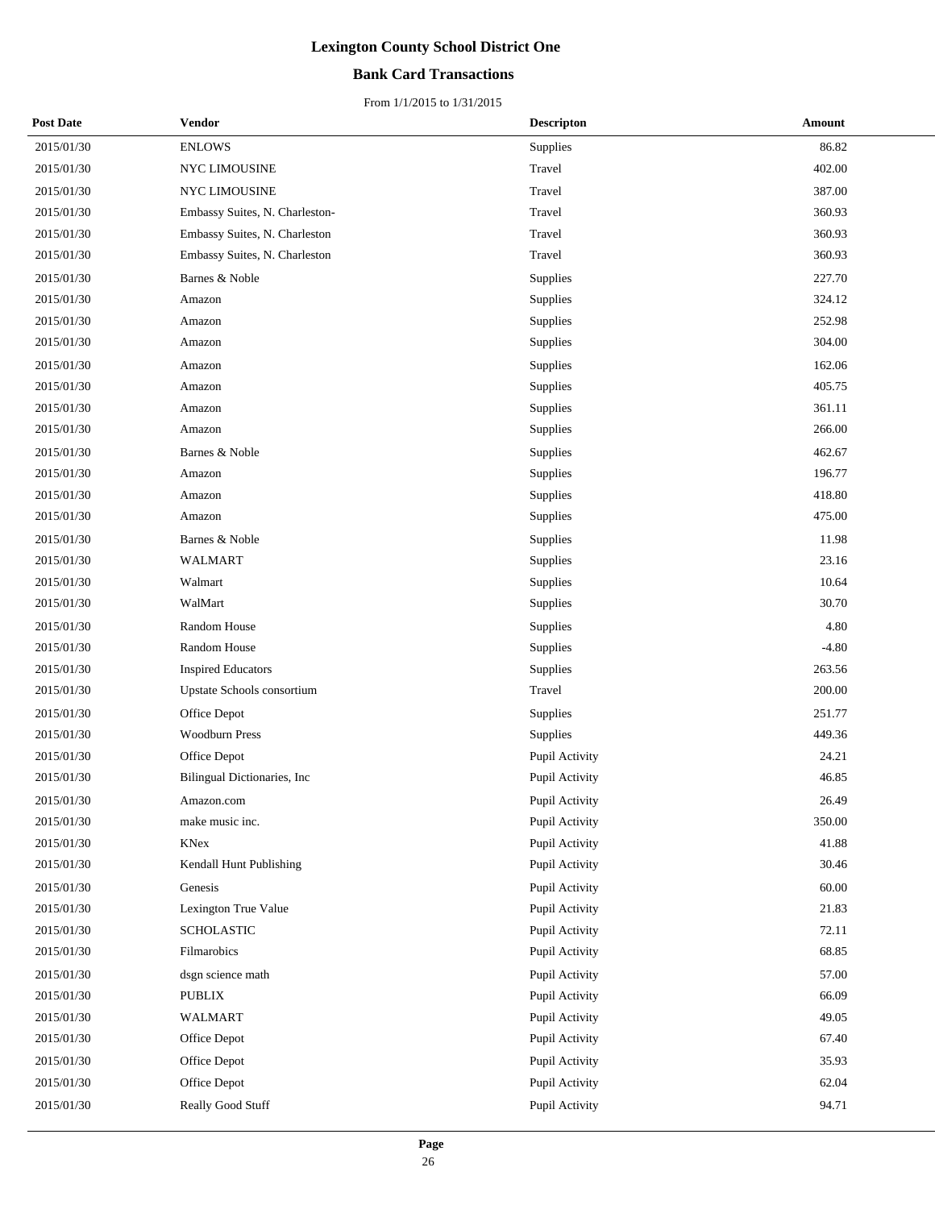# Lexington County School District One

## Bank Card Transactions

From 1/1/2015 to 1/31/2015

| Post Date | Vendor | Descripton | Amount |
|---|---|---|---|
| 2015/01/30 | ENLOWS | Supplies | 86.82 |
| 2015/01/30 | NYC LIMOUSINE | Travel | 402.00 |
| 2015/01/30 | NYC LIMOUSINE | Travel | 387.00 |
| 2015/01/30 | Embassy Suites, N. Charleston- | Travel | 360.93 |
| 2015/01/30 | Embassy Suites, N. Charleston | Travel | 360.93 |
| 2015/01/30 | Embassy Suites, N. Charleston | Travel | 360.93 |
| 2015/01/30 | Barnes & Noble | Supplies | 227.70 |
| 2015/01/30 | Amazon | Supplies | 324.12 |
| 2015/01/30 | Amazon | Supplies | 252.98 |
| 2015/01/30 | Amazon | Supplies | 304.00 |
| 2015/01/30 | Amazon | Supplies | 162.06 |
| 2015/01/30 | Amazon | Supplies | 405.75 |
| 2015/01/30 | Amazon | Supplies | 361.11 |
| 2015/01/30 | Amazon | Supplies | 266.00 |
| 2015/01/30 | Barnes & Noble | Supplies | 462.67 |
| 2015/01/30 | Amazon | Supplies | 196.77 |
| 2015/01/30 | Amazon | Supplies | 418.80 |
| 2015/01/30 | Amazon | Supplies | 475.00 |
| 2015/01/30 | Barnes & Noble | Supplies | 11.98 |
| 2015/01/30 | WALMART | Supplies | 23.16 |
| 2015/01/30 | Walmart | Supplies | 10.64 |
| 2015/01/30 | WalMart | Supplies | 30.70 |
| 2015/01/30 | Random House | Supplies | 4.80 |
| 2015/01/30 | Random House | Supplies | -4.80 |
| 2015/01/30 | Inspired Educators | Supplies | 263.56 |
| 2015/01/30 | Upstate Schools consortium | Travel | 200.00 |
| 2015/01/30 | Office Depot | Supplies | 251.77 |
| 2015/01/30 | Woodburn Press | Supplies | 449.36 |
| 2015/01/30 | Office Depot | Pupil Activity | 24.21 |
| 2015/01/30 | Bilingual Dictionaries, Inc | Pupil Activity | 46.85 |
| 2015/01/30 | Amazon.com | Pupil Activity | 26.49 |
| 2015/01/30 | make music inc. | Pupil Activity | 350.00 |
| 2015/01/30 | KNex | Pupil Activity | 41.88 |
| 2015/01/30 | Kendall Hunt Publishing | Pupil Activity | 30.46 |
| 2015/01/30 | Genesis | Pupil Activity | 60.00 |
| 2015/01/30 | Lexington True Value | Pupil Activity | 21.83 |
| 2015/01/30 | SCHOLASTIC | Pupil Activity | 72.11 |
| 2015/01/30 | Filmarobics | Pupil Activity | 68.85 |
| 2015/01/30 | dsgn science math | Pupil Activity | 57.00 |
| 2015/01/30 | PUBLIX | Pupil Activity | 66.09 |
| 2015/01/30 | WALMART | Pupil Activity | 49.05 |
| 2015/01/30 | Office Depot | Pupil Activity | 67.40 |
| 2015/01/30 | Office Depot | Pupil Activity | 35.93 |
| 2015/01/30 | Office Depot | Pupil Activity | 62.04 |
| 2015/01/30 | Really Good Stuff | Pupil Activity | 94.71 |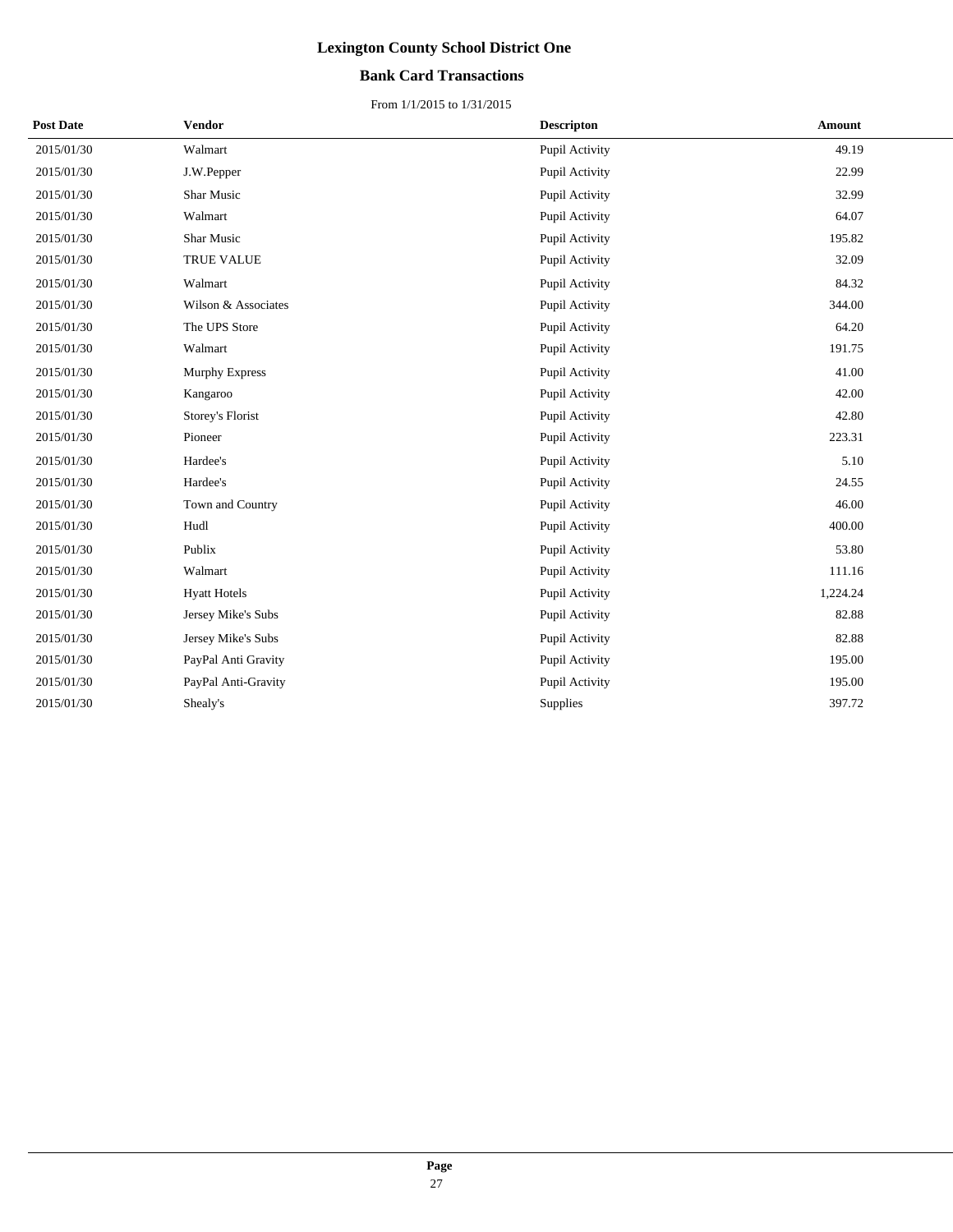# Lexington County School District One

## Bank Card Transactions

From 1/1/2015 to 1/31/2015

| Post Date | Vendor | Descripton | Amount |
|---|---|---|---|
| 2015/01/30 | Walmart | Pupil Activity | 49.19 |
| 2015/01/30 | J.W.Pepper | Pupil Activity | 22.99 |
| 2015/01/30 | Shar Music | Pupil Activity | 32.99 |
| 2015/01/30 | Walmart | Pupil Activity | 64.07 |
| 2015/01/30 | Shar Music | Pupil Activity | 195.82 |
| 2015/01/30 | TRUE VALUE | Pupil Activity | 32.09 |
| 2015/01/30 | Walmart | Pupil Activity | 84.32 |
| 2015/01/30 | Wilson & Associates | Pupil Activity | 344.00 |
| 2015/01/30 | The UPS Store | Pupil Activity | 64.20 |
| 2015/01/30 | Walmart | Pupil Activity | 191.75 |
| 2015/01/30 | Murphy Express | Pupil Activity | 41.00 |
| 2015/01/30 | Kangaroo | Pupil Activity | 42.00 |
| 2015/01/30 | Storey's Florist | Pupil Activity | 42.80 |
| 2015/01/30 | Pioneer | Pupil Activity | 223.31 |
| 2015/01/30 | Hardee's | Pupil Activity | 5.10 |
| 2015/01/30 | Hardee's | Pupil Activity | 24.55 |
| 2015/01/30 | Town and Country | Pupil Activity | 46.00 |
| 2015/01/30 | Hudl | Pupil Activity | 400.00 |
| 2015/01/30 | Publix | Pupil Activity | 53.80 |
| 2015/01/30 | Walmart | Pupil Activity | 111.16 |
| 2015/01/30 | Hyatt Hotels | Pupil Activity | 1,224.24 |
| 2015/01/30 | Jersey Mike's Subs | Pupil Activity | 82.88 |
| 2015/01/30 | Jersey Mike's Subs | Pupil Activity | 82.88 |
| 2015/01/30 | PayPal Anti Gravity | Pupil Activity | 195.00 |
| 2015/01/30 | PayPal Anti-Gravity | Pupil Activity | 195.00 |
| 2015/01/30 | Shealy's | Supplies | 397.72 |